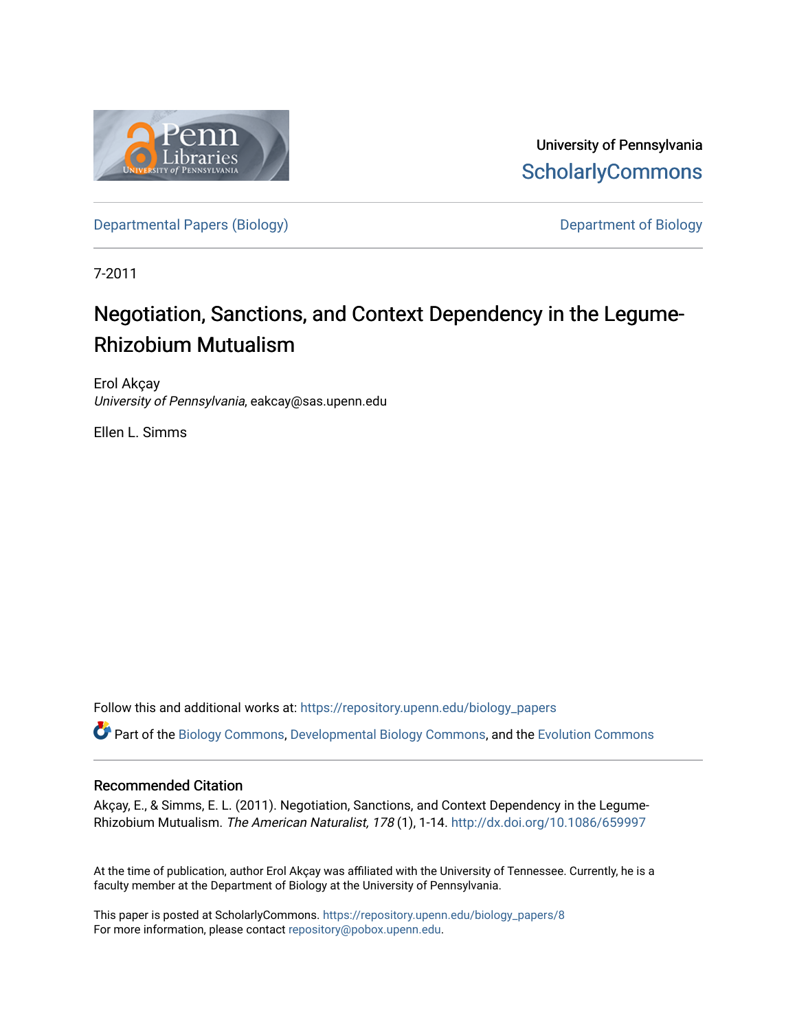University of Pennsylvania
ScholarlyCommons

Departmental Papers (Biology)

Department of Biology

7-2011

# Negotiation, Sanctions, and Context Dependency in the Legume-Rhizobium Mutualism

Erol Akçay
*University of Pennsylvania*, eakcay@sas.upenn.edu

Ellen L. Simms

Follow this and additional works at: https://repository.upenn.edu/biology_papers

Part of the Biology Commons, Developmental Biology Commons, and the Evolution Commons

## Recommended Citation

Akçay, E., & Simms, E. L. (2011). Negotiation, Sanctions, and Context Dependency in the Legume-Rhizobium Mutualism. *The American Naturalist, 178* (1), 1-14. http://dx.doi.org/10.1086/659997

At the time of publication, author Erol Akçay was affiliated with the University of Tennessee. Currently, he is a faculty member at the Department of Biology at the University of Pennsylvania.

This paper is posted at ScholarlyCommons. https://repository.upenn.edu/biology_papers/8
For more information, please contact repository@pobox.upenn.edu.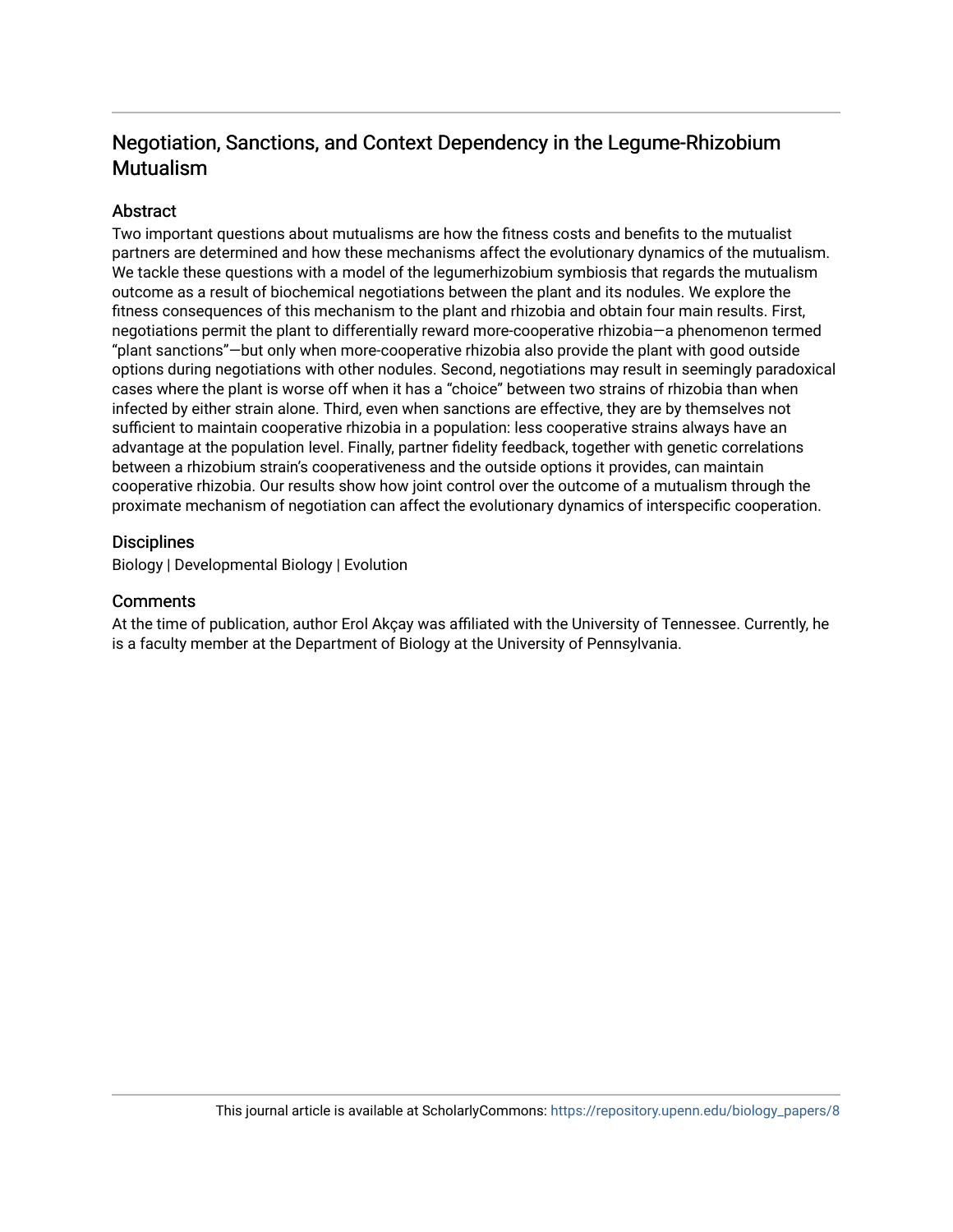# Negotiation, Sanctions, and Context Dependency in the Legume-Rhizobium Mutualism

## Abstract

Two important questions about mutualisms are how the fitness costs and benefits to the mutualist partners are determined and how these mechanisms affect the evolutionary dynamics of the mutualism. We tackle these questions with a model of the legumerhizobium symbiosis that regards the mutualism outcome as a result of biochemical negotiations between the plant and its nodules. We explore the fitness consequences of this mechanism to the plant and rhizobia and obtain four main results. First, negotiations permit the plant to differentially reward more-cooperative rhizobia—a phenomenon termed "plant sanctions"—but only when more-cooperative rhizobia also provide the plant with good outside options during negotiations with other nodules. Second, negotiations may result in seemingly paradoxical cases where the plant is worse off when it has a "choice" between two strains of rhizobia than when infected by either strain alone. Third, even when sanctions are effective, they are by themselves not sufficient to maintain cooperative rhizobia in a population: less cooperative strains always have an advantage at the population level. Finally, partner fidelity feedback, together with genetic correlations between a rhizobium strain's cooperativeness and the outside options it provides, can maintain cooperative rhizobia. Our results show how joint control over the outcome of a mutualism through the proximate mechanism of negotiation can affect the evolutionary dynamics of interspecific cooperation.

## Disciplines

Biology | Developmental Biology | Evolution

## Comments

At the time of publication, author Erol Akçay was affiliated with the University of Tennessee. Currently, he is a faculty member at the Department of Biology at the University of Pennsylvania.

This journal article is available at ScholarlyCommons: https://repository.upenn.edu/biology_papers/8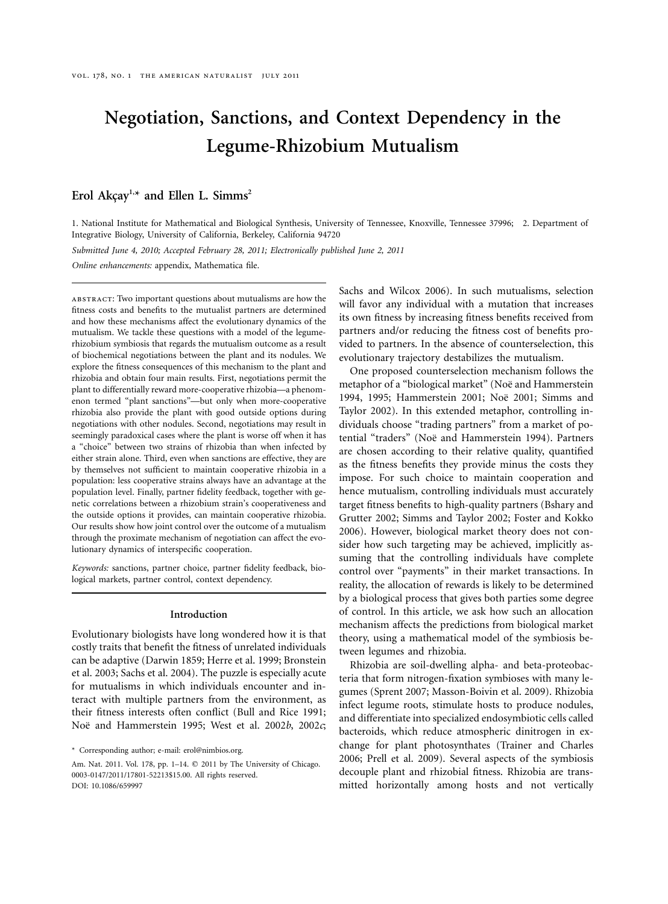# Negotiation, Sanctions, and Context Dependency in the Legume-Rhizobium Mutualism

**Erol Akçay**[1,*] **and Ellen L. Simms**[2]

1. National Institute for Mathematical and Biological Synthesis, University of Tennessee, Knoxville, Tennessee 37996; 2. Department of Integrative Biology, University of California, Berkeley, California 94720

*Submitted June 4, 2010; Accepted February 28, 2011; Electronically published June 2, 2011*

*Online enhancements:* appendix, Mathematica file.

ABSTRACT: Two important questions about mutualisms are how the fitness costs and benefits to the mutualist partners are determined and how these mechanisms affect the evolutionary dynamics of the mutualism. We tackle these questions with a model of the legume-rhizobium symbiosis that regards the mutualism outcome as a result of biochemical negotiations between the plant and its nodules. We explore the fitness consequences of this mechanism to the plant and rhizobia and obtain four main results. First, negotiations permit the plant to differentially reward more-cooperative rhizobia—a phenomenon termed "plant sanctions"—but only when more-cooperative rhizobia also provide the plant with good outside options during negotiations with other nodules. Second, negotiations may result in seemingly paradoxical cases where the plant is worse off when it has a "choice" between two strains of rhizobia than when infected by either strain alone. Third, even when sanctions are effective, they are by themselves not sufficient to maintain cooperative rhizobia in a population: less cooperative strains always have an advantage at the population level. Finally, partner fidelity feedback, together with genetic correlations between a rhizobium strain's cooperativeness and the outside options it provides, can maintain cooperative rhizobia. Our results show how joint control over the outcome of a mutualism through the proximate mechanism of negotiation can affect the evolutionary dynamics of interspecific cooperation.

*Keywords:* sanctions, partner choice, partner fidelity feedback, biological markets, partner control, context dependency.

## Introduction

Evolutionary biologists have long wondered how it is that costly traits that benefit the fitness of unrelated individuals can be adaptive (Darwin 1859; Herre et al. 1999; Bronstein et al. 2003; Sachs et al. 2004). The puzzle is especially acute for mutualisms in which individuals encounter and interact with multiple partners from the environment, as their fitness interests often conflict (Bull and Rice 1991; Noë and Hammerstein 1995; West et al. 2002*b*, 2002*c*; Sachs and Wilcox 2006). In such mutualisms, selection will favor any individual with a mutation that increases its own fitness by increasing fitness benefits received from partners and/or reducing the fitness cost of benefits provided to partners. In the absence of counterselection, this evolutionary trajectory destabilizes the mutualism.

One proposed counterselection mechanism follows the metaphor of a "biological market" (Noë and Hammerstein 1994, 1995; Hammerstein 2001; Noë 2001; Simms and Taylor 2002). In this extended metaphor, controlling individuals choose "trading partners" from a market of potential "traders" (Noë and Hammerstein 1994). Partners are chosen according to their relative quality, quantified as the fitness benefits they provide minus the costs they impose. For such choice to maintain cooperation and hence mutualism, controlling individuals must accurately target fitness benefits to high-quality partners (Bshary and Grutter 2002; Simms and Taylor 2002; Foster and Kokko 2006). However, biological market theory does not consider how such targeting may be achieved, implicitly assuming that the controlling individuals have complete control over "payments" in their market transactions. In reality, the allocation of rewards is likely to be determined by a biological process that gives both parties some degree of control. In this article, we ask how such an allocation mechanism affects the predictions from biological market theory, using a mathematical model of the symbiosis between legumes and rhizobia.

Rhizobia are soil-dwelling alpha- and beta-proteobacteria that form nitrogen-fixation symbioses with many legumes (Sprent 2007; Masson-Boivin et al. 2009). Rhizobia infect legume roots, stimulate hosts to produce nodules, and differentiate into specialized endosymbiotic cells called bacteroids, which reduce atmospheric dinitrogen in exchange for plant photosynthates (Trainer and Charles 2006; Prell et al. 2009). Several aspects of the symbiosis decouple plant and rhizobial fitness. Rhizobia are transmitted horizontally among hosts and not vertically

\* Corresponding author; e-mail: erol@nimbios.org.

Am. Nat. 2011. Vol. 178, pp. 1–14. © 2011 by The University of Chicago. 0003-0147/2011/17801-52213$15.00. All rights reserved.
DOI: 10.1086/659997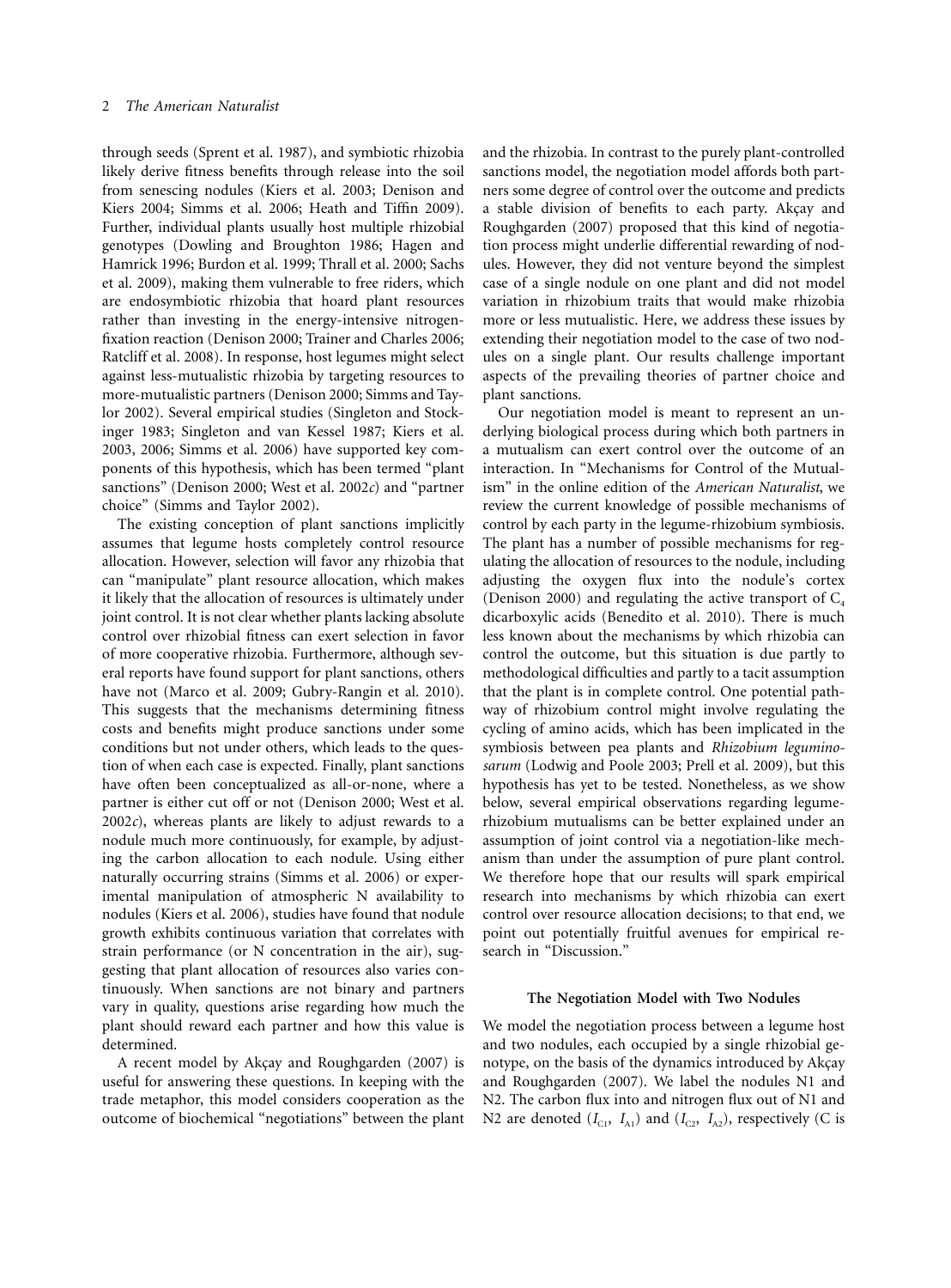through seeds (Sprent et al. 1987), and symbiotic rhizobia likely derive fitness benefits through release into the soil from senescing nodules (Kiers et al. 2003; Denison and Kiers 2004; Simms et al. 2006; Heath and Tiffin 2009). Further, individual plants usually host multiple rhizobial genotypes (Dowling and Broughton 1986; Hagen and Hamrick 1996; Burdon et al. 1999; Thrall et al. 2000; Sachs et al. 2009), making them vulnerable to free riders, which are endosymbiotic rhizobia that hoard plant resources rather than investing in the energy-intensive nitrogen-fixation reaction (Denison 2000; Trainer and Charles 2006; Ratcliff et al. 2008). In response, host legumes might select against less-mutualistic rhizobia by targeting resources to more-mutualistic partners (Denison 2000; Simms and Taylor 2002). Several empirical studies (Singleton and Stockinger 1983; Singleton and van Kessel 1987; Kiers et al. 2003, 2006; Simms et al. 2006) have supported key components of this hypothesis, which has been termed "plant sanctions" (Denison 2000; West et al. 2002*c*) and "partner choice" (Simms and Taylor 2002).

The existing conception of plant sanctions implicitly assumes that legume hosts completely control resource allocation. However, selection will favor any rhizobia that can "manipulate" plant resource allocation, which makes it likely that the allocation of resources is ultimately under joint control. It is not clear whether plants lacking absolute control over rhizobial fitness can exert selection in favor of more cooperative rhizobia. Furthermore, although several reports have found support for plant sanctions, others have not (Marco et al. 2009; Gubry-Rangin et al. 2010). This suggests that the mechanisms determining fitness costs and benefits might produce sanctions under some conditions but not under others, which leads to the question of when each case is expected. Finally, plant sanctions have often been conceptualized as all-or-none, where a partner is either cut off or not (Denison 2000; West et al. 2002*c*), whereas plants are likely to adjust rewards to a nodule much more continuously, for example, by adjusting the carbon allocation to each nodule. Using either naturally occurring strains (Simms et al. 2006) or experimental manipulation of atmospheric N availability to nodules (Kiers et al. 2006), studies have found that nodule growth exhibits continuous variation that correlates with strain performance (or N concentration in the air), suggesting that plant allocation of resources also varies continuously. When sanctions are not binary and partners vary in quality, questions arise regarding how much the plant should reward each partner and how this value is determined.

A recent model by Akçay and Roughgarden (2007) is useful for answering these questions. In keeping with the trade metaphor, this model considers cooperation as the outcome of biochemical "negotiations" between the plant and the rhizobia. In contrast to the purely plant-controlled sanctions model, the negotiation model affords both partners some degree of control over the outcome and predicts a stable division of benefits to each party. Akçay and Roughgarden (2007) proposed that this kind of negotiation process might underlie differential rewarding of nodules. However, they did not venture beyond the simplest case of a single nodule on one plant and did not model variation in rhizobium traits that would make rhizobia more or less mutualistic. Here, we address these issues by extending their negotiation model to the case of two nodules on a single plant. Our results challenge important aspects of the prevailing theories of partner choice and plant sanctions.

Our negotiation model is meant to represent an underlying biological process during which both partners in a mutualism can exert control over the outcome of an interaction. In "Mechanisms for Control of the Mutualism" in the online edition of the *American Naturalist*, we review the current knowledge of possible mechanisms of control by each party in the legume-rhizobium symbiosis. The plant has a number of possible mechanisms for regulating the allocation of resources to the nodule, including adjusting the oxygen flux into the nodule's cortex (Denison 2000) and regulating the active transport of $C_4$ dicarboxylic acids (Benedito et al. 2010). There is much less known about the mechanisms by which rhizobia can control the outcome, but this situation is due partly to methodological difficulties and partly to a tacit assumption that the plant is in complete control. One potential pathway of rhizobium control might involve regulating the cycling of amino acids, which has been implicated in the symbiosis between pea plants and *Rhizobium leguminosarum* (Lodwig and Poole 2003; Prell et al. 2009), but this hypothesis has yet to be tested. Nonetheless, as we show below, several empirical observations regarding legume-rhizobium mutualisms can be better explained under an assumption of joint control via a negotiation-like mechanism than under the assumption of pure plant control. We therefore hope that our results will spark empirical research into mechanisms by which rhizobia can exert control over resource allocation decisions; to that end, we point out potentially fruitful avenues for empirical research in "Discussion."

## The Negotiation Model with Two Nodules

We model the negotiation process between a legume host and two nodules, each occupied by a single rhizobial genotype, on the basis of the dynamics introduced by Akçay and Roughgarden (2007). We label the nodules N1 and N2. The carbon flux into and nitrogen flux out of N1 and N2 are denoted ($I_{C1}$, $I_{A1}$) and ($I_{C2}$, $I_{A2}$), respectively (C is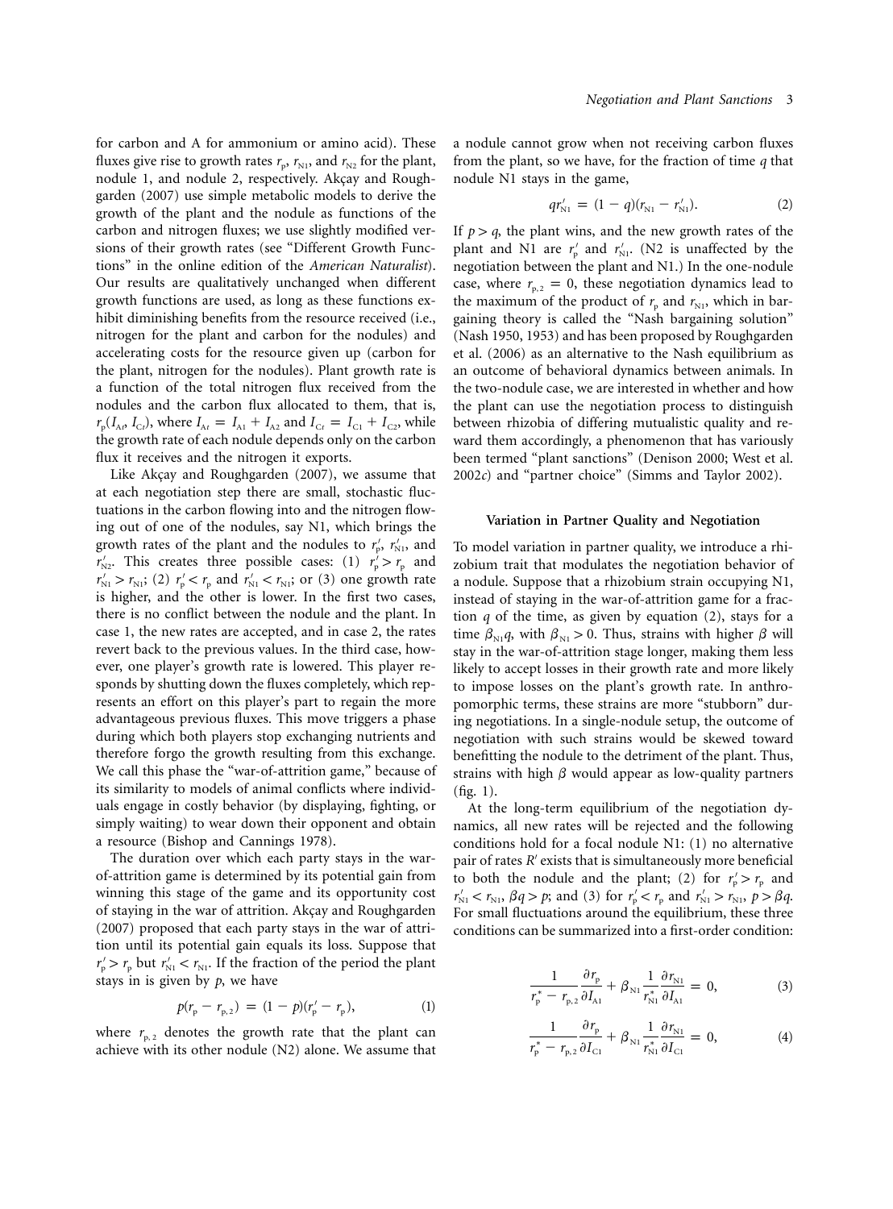for carbon and A for ammonium or amino acid). These fluxes give rise to growth rates $r_p$, $r_{N1}$, and $r_{N2}$ for the plant, nodule 1, and nodule 2, respectively. Akçay and Roughgarden (2007) use simple metabolic models to derive the growth of the plant and the nodule as functions of the carbon and nitrogen fluxes; we use slightly modified versions of their growth rates (see "Different Growth Functions" in the online edition of the *American Naturalist*). Our results are qualitatively unchanged when different growth functions are used, as long as these functions exhibit diminishing benefits from the resource received (i.e., nitrogen for the plant and carbon for the nodules) and accelerating costs for the resource given up (carbon for the plant, nitrogen for the nodules). Plant growth rate is a function of the total nitrogen flux received from the nodules and the carbon flux allocated to them, that is, $r_p(I_{At}, I_{Ct})$, where $I_{At} = I_{A1} + I_{A2}$ and $I_{Ct} = I_{C1} + I_{C2}$, while the growth rate of each nodule depends only on the carbon flux it receives and the nitrogen it exports.

Like Akçay and Roughgarden (2007), we assume that at each negotiation step there are small, stochastic fluctuations in the carbon flowing into and the nitrogen flowing out of one of the nodules, say N1, which brings the growth rates of the plant and the nodules to $r_p'$, $r_{N1}'$, and $r_{N2}'$. This creates three possible cases: (1) $r_p' > r_p$ and $r_{N1}' > r_{N1}$; (2) $r_p' < r_p$ and $r_{N1}' < r_{N1}$; or (3) one growth rate is higher, and the other is lower. In the first two cases, there is no conflict between the nodule and the plant. In case 1, the new rates are accepted, and in case 2, the rates revert back to the previous values. In the third case, however, one player's growth rate is lowered. This player responds by shutting down the fluxes completely, which represents an effort on this player's part to regain the more advantageous previous fluxes. This move triggers a phase during which both players stop exchanging nutrients and therefore forgo the growth resulting from this exchange. We call this phase the "war-of-attrition game," because of its similarity to models of animal conflicts where individuals engage in costly behavior (by displaying, fighting, or simply waiting) to wear down their opponent and obtain a resource (Bishop and Cannings 1978).

The duration over which each party stays in the war-of-attrition game is determined by its potential gain from winning this stage of the game and its opportunity cost of staying in the war of attrition. Akçay and Roughgarden (2007) proposed that each party stays in the war of attrition until its potential gain equals its loss. Suppose that $r_p' > r_p$ but $r_{N1}' < r_{N1}$. If the fraction of the period the plant stays in is given by $p$, we have

$$p(r_p - r_{p,2}) = (1 - p)(r_p' - r_p), \tag{1}$$

where $r_{p,2}$ denotes the growth rate that the plant can achieve with its other nodule (N2) alone. We assume that a nodule cannot grow when not receiving carbon fluxes from the plant, so we have, for the fraction of time $q$ that nodule N1 stays in the game,

$$q r_{N1}' = (1 - q)(r_{N1} - r_{N1}'). \tag{2}$$

If $p > q$, the plant wins, and the new growth rates of the plant and N1 are $r_p'$ and $r_{N1}'$. (N2 is unaffected by the negotiation between the plant and N1.) In the one-nodule case, where $r_{p,2} = 0$, these negotiation dynamics lead to the maximum of the product of $r_p$ and $r_{N1}$, which in bargaining theory is called the "Nash bargaining solution" (Nash 1950, 1953) and has been proposed by Roughgarden et al. (2006) as an alternative to the Nash equilibrium as an outcome of behavioral dynamics between animals. In the two-nodule case, we are interested in whether and how the plant can use the negotiation process to distinguish between rhizobia of differing mutualistic quality and reward them accordingly, a phenomenon that has variously been termed "plant sanctions" (Denison 2000; West et al. 2002*c*) and "partner choice" (Simms and Taylor 2002).

## Variation in Partner Quality and Negotiation

To model variation in partner quality, we introduce a rhizobium trait that modulates the negotiation behavior of a nodule. Suppose that a rhizobium strain occupying N1, instead of staying in the war-of-attrition game for a fraction $q$ of the time, as given by equation (2), stays for a time $\beta_{N1}q$, with $\beta_{N1} > 0$. Thus, strains with higher $\beta$ will stay in the war-of-attrition stage longer, making them less likely to accept losses in their growth rate and more likely to impose losses on the plant's growth rate. In anthropomorphic terms, these strains are more "stubborn" during negotiations. In a single-nodule setup, the outcome of negotiation with such strains would be skewed toward benefitting the nodule to the detriment of the plant. Thus, strains with high $\beta$ would appear as low-quality partners (fig. 1).

At the long-term equilibrium of the negotiation dynamics, all new rates will be rejected and the following conditions hold for a focal nodule N1: (1) no alternative pair of rates $R'$ exists that is simultaneously more beneficial to both the nodule and the plant; (2) for $r_p' > r_p$ and $r_{N1}' < r_{N1}$, $\beta q > p$; and (3) for $r_p' < r_p$ and $r_{N1}' > r_{N1}$, $p > \beta q$. For small fluctuations around the equilibrium, these three conditions can be summarized into a first-order condition:

$$\frac{1}{r_p^* - r_{p,2}} \frac{\partial r_p}{\partial I_{A1}} + \beta_{N1} \frac{1}{r_{N1}^*} \frac{\partial r_{N1}}{\partial I_{A1}} = 0, \tag{3}$$

$$\frac{1}{r_p^* - r_{p,2}} \frac{\partial r_p}{\partial I_{C1}} + \beta_{N1} \frac{1}{r_{N1}^*} \frac{\partial r_{N1}}{\partial I_{C1}} = 0, \tag{4}$$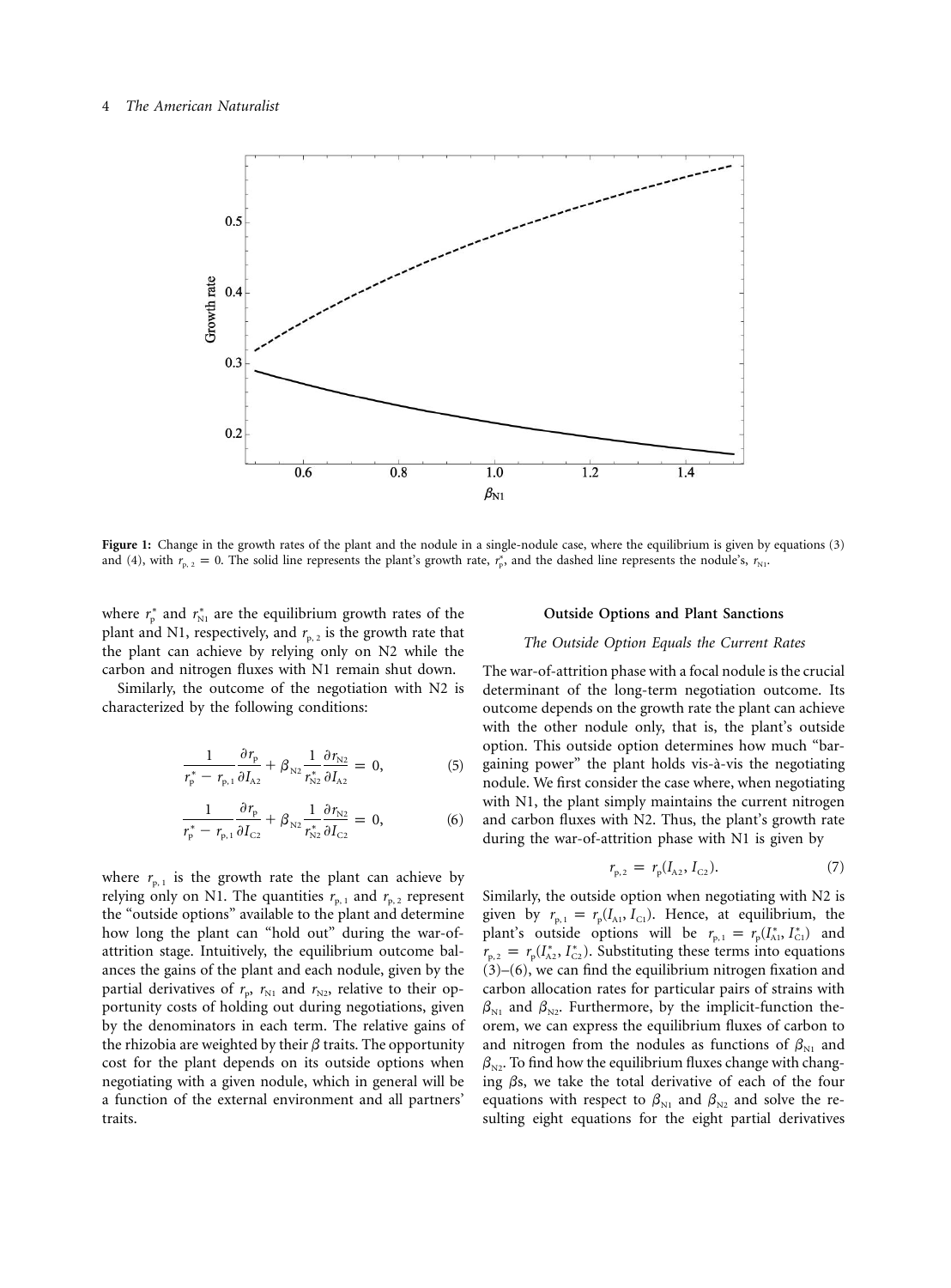**Figure 1:** Change in the growth rates of the plant and the nodule in a single-nodule case, where the equilibrium is given by equations (3) and (4), with $r_{p,2} = 0$. The solid line represents the plant's growth rate, $r_p^*$, and the dashed line represents the nodule's, $r_{N1}$.

where $r_p^*$ and $r_{N1}^*$ are the equilibrium growth rates of the plant and N1, respectively, and $r_{p,2}$ is the growth rate that the plant can achieve by relying only on N2 while the carbon and nitrogen fluxes with N1 remain shut down.

Similarly, the outcome of the negotiation with N2 is characterized by the following conditions:

$$\frac{1}{r_p^* - r_{p,1}} \frac{\partial r_p}{\partial I_{A2}} + \beta_{N2} \frac{1}{r_{N2}^*} \frac{\partial r_{N2}}{\partial I_{A2}} = 0, \tag{5}$$

$$\frac{1}{r_p^* - r_{p,1}} \frac{\partial r_p}{\partial I_{C2}} + \beta_{N2} \frac{1}{r_{N2}^*} \frac{\partial r_{N2}}{\partial I_{C2}} = 0, \tag{6}$$

where $r_{p,1}$ is the growth rate the plant can achieve by relying only on N1. The quantities $r_{p,1}$ and $r_{p,2}$ represent the "outside options" available to the plant and determine how long the plant can "hold out" during the war-of-attrition stage. Intuitively, the equilibrium outcome balances the gains of the plant and each nodule, given by the partial derivatives of $r_p$, $r_{N1}$ and $r_{N2}$, relative to their opportunity costs of holding out during negotiations, given by the denominators in each term. The relative gains of the rhizobia are weighted by their $\beta$ traits. The opportunity cost for the plant depends on its outside options when negotiating with a given nodule, which in general will be a function of the external environment and all partners' traits.

## Outside Options and Plant Sanctions

### *The Outside Option Equals the Current Rates*

The war-of-attrition phase with a focal nodule is the crucial determinant of the long-term negotiation outcome. Its outcome depends on the growth rate the plant can achieve with the other nodule only, that is, the plant's outside option. This outside option determines how much "bargaining power" the plant holds vis-à-vis the negotiating nodule. We first consider the case where, when negotiating with N1, the plant simply maintains the current nitrogen and carbon fluxes with N2. Thus, the plant's growth rate during the war-of-attrition phase with N1 is given by

$$r_{p,2} = r_p(I_{A2}, I_{C2}). \tag{7}$$

Similarly, the outside option when negotiating with N2 is given by $r_{p,1} = r_p(I_{A1}, I_{C1})$. Hence, at equilibrium, the plant's outside options will be $r_{p,1} = r_p(I_{A1}^*, I_{C1}^*)$ and $r_{p,2} = r_p(I_{A2}^*, I_{C2}^*)$. Substituting these terms into equations (3)–(6), we can find the equilibrium nitrogen fixation and carbon allocation rates for particular pairs of strains with $\beta_{N1}$ and $\beta_{N2}$. Furthermore, by the implicit-function theorem, we can express the equilibrium fluxes of carbon to and nitrogen from the nodules as functions of $\beta_{N1}$ and $\beta_{N2}$. To find how the equilibrium fluxes change with changing $\beta$s, we take the total derivative of each of the four equations with respect to $\beta_{N1}$ and $\beta_{N2}$ and solve the resulting eight equations for the eight partial derivatives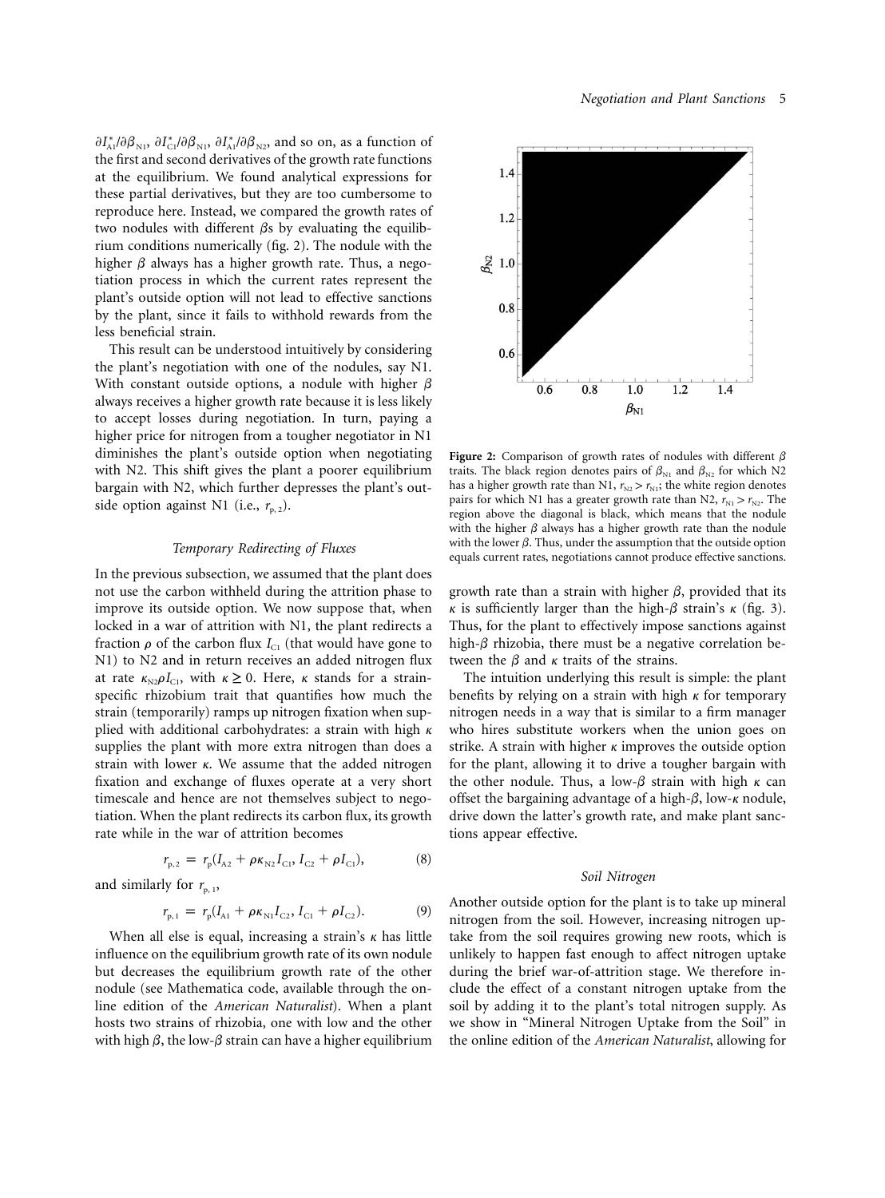$\partial I^*_{A1}/\partial \beta_{N1}$, $\partial I^*_{C1}/\partial \beta_{N1}$, $\partial I^*_{A1}/\partial \beta_{N2}$, and so on, as a function of the first and second derivatives of the growth rate functions at the equilibrium. We found analytical expressions for these partial derivatives, but they are too cumbersome to reproduce here. Instead, we compared the growth rates of two nodules with different $\beta$s by evaluating the equilibrium conditions numerically (fig. 2). The nodule with the higher $\beta$ always has a higher growth rate. Thus, a negotiation process in which the current rates represent the plant's outside option will not lead to effective sanctions by the plant, since it fails to withhold rewards from the less beneficial strain.

This result can be understood intuitively by considering the plant's negotiation with one of the nodules, say N1. With constant outside options, a nodule with higher $\beta$ always receives a higher growth rate because it is less likely to accept losses during negotiation. In turn, paying a higher price for nitrogen from a tougher negotiator in N1 diminishes the plant's outside option when negotiating with N2. This shift gives the plant a poorer equilibrium bargain with N2, which further depresses the plant's outside option against N1 (i.e., $r_{p,2}$).

**Figure 2:** Comparison of growth rates of nodules with different $\beta$ traits. The black region denotes pairs of $\beta_{N1}$ and $\beta_{N2}$ for which N2 has a higher growth rate than N1, $r_{N2} > r_{N1}$; the white region denotes pairs for which N1 has a greater growth rate than N2, $r_{N1} > r_{N2}$. The region above the diagonal is black, which means that the nodule with the higher $\beta$ always has a higher growth rate than the nodule with the lower $\beta$. Thus, under the assumption that the outside option equals current rates, negotiations cannot produce effective sanctions.

### *Temporary Redirecting of Fluxes*

In the previous subsection, we assumed that the plant does not use the carbon withheld during the attrition phase to improve its outside option. We now suppose that, when locked in a war of attrition with N1, the plant redirects a fraction $\rho$ of the carbon flux $I_{C1}$ (that would have gone to N1) to N2 and in return receives an added nitrogen flux at rate $\kappa_{N2}\rho I_{C1}$, with $\kappa \geq 0$. Here, $\kappa$ stands for a strain-specific rhizobium trait that quantifies how much the strain (temporarily) ramps up nitrogen fixation when supplied with additional carbohydrates: a strain with high $\kappa$ supplies the plant with more extra nitrogen than does a strain with lower $\kappa$. We assume that the added nitrogen fixation and exchange of fluxes operate at a very short timescale and hence are not themselves subject to negotiation. When the plant redirects its carbon flux, its growth rate while in the war of attrition becomes

$$r_{p,2} = r_p(I_{A2} + \rho\kappa_{N2}I_{C1}, I_{C2} + \rho I_{C1}), \tag{8}$$

and similarly for $r_{p,1}$,

$$r_{p,1} = r_p(I_{A1} + \rho\kappa_{N1}I_{C2}, I_{C1} + \rho I_{C2}). \tag{9}$$

When all else is equal, increasing a strain's $\kappa$ has little influence on the equilibrium growth rate of its own nodule but decreases the equilibrium growth rate of the other nodule (see Mathematica code, available through the online edition of the *American Naturalist*). When a plant hosts two strains of rhizobia, one with low and the other with high $\beta$, the low-$\beta$ strain can have a higher equilibrium growth rate than a strain with higher $\beta$, provided that its $\kappa$ is sufficiently larger than the high-$\beta$ strain's $\kappa$ (fig. 3). Thus, for the plant to effectively impose sanctions against high-$\beta$ rhizobia, there must be a negative correlation between the $\beta$ and $\kappa$ traits of the strains.

The intuition underlying this result is simple: the plant benefits by relying on a strain with high $\kappa$ for temporary nitrogen needs in a way that is similar to a firm manager who hires substitute workers when the union goes on strike. A strain with higher $\kappa$ improves the outside option for the plant, allowing it to drive a tougher bargain with the other nodule. Thus, a low-$\beta$ strain with high $\kappa$ can offset the bargaining advantage of a high-$\beta$, low-$\kappa$ nodule, drive down the latter's growth rate, and make plant sanctions appear effective.

### *Soil Nitrogen*

Another outside option for the plant is to take up mineral nitrogen from the soil. However, increasing nitrogen uptake from the soil requires growing new roots, which is unlikely to happen fast enough to affect nitrogen uptake during the brief war-of-attrition stage. We therefore include the effect of a constant nitrogen uptake from the soil by adding it to the plant's total nitrogen supply. As we show in "Mineral Nitrogen Uptake from the Soil" in the online edition of the *American Naturalist*, allowing for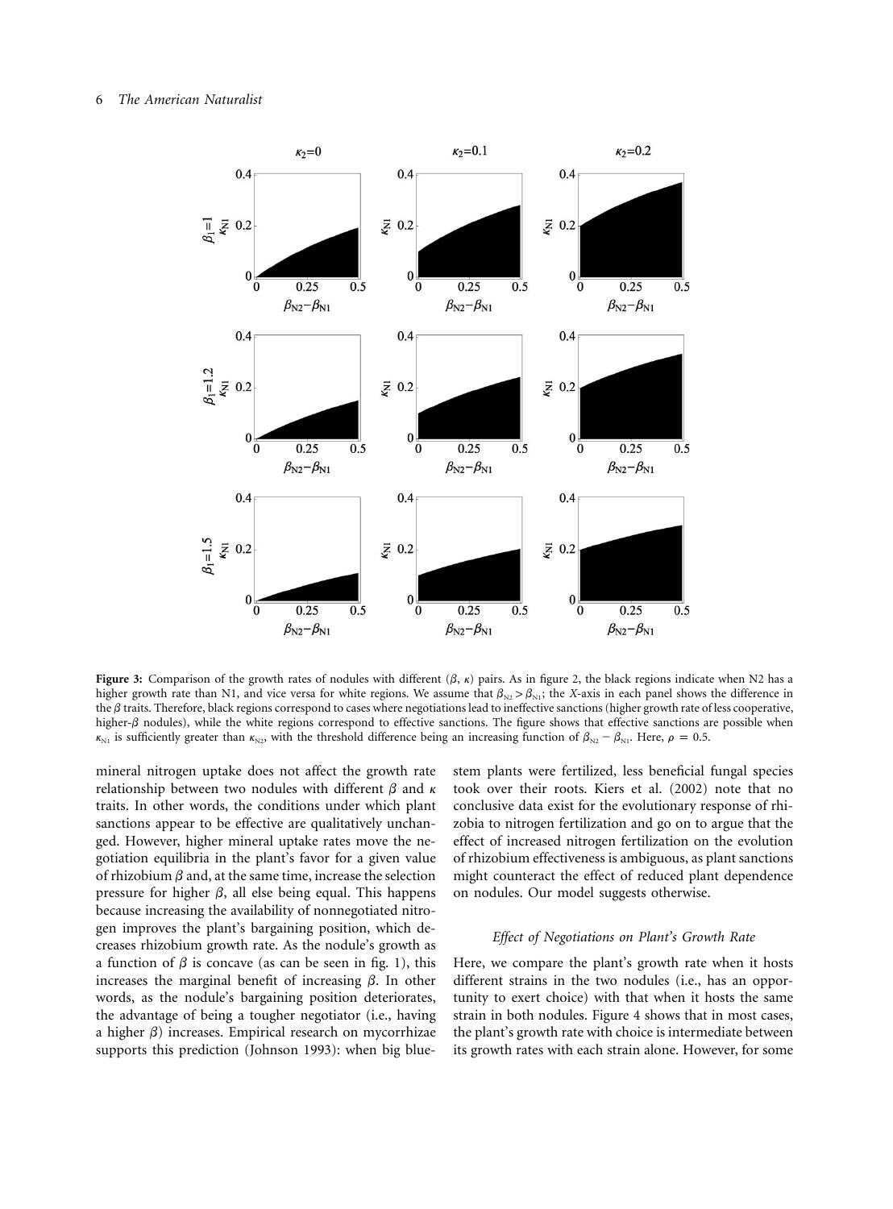**Figure 3:** Comparison of the growth rates of nodules with different ($\beta$, $\kappa$) pairs. As in figure 2, the black regions indicate when N2 has a higher growth rate than N1, and vice versa for white regions. We assume that $\beta_{N2} > \beta_{N1}$; the X-axis in each panel shows the difference in the $\beta$ traits. Therefore, black regions correspond to cases where negotiations lead to ineffective sanctions (higher growth rate of less cooperative, higher-$\beta$ nodules), while the white regions correspond to effective sanctions. The figure shows that effective sanctions are possible when $\kappa_{N1}$ is sufficiently greater than $\kappa_{N2}$, with the threshold difference being an increasing function of $\beta_{N2} - \beta_{N1}$. Here, $\rho = 0.5$.

mineral nitrogen uptake does not affect the growth rate relationship between two nodules with different $\beta$ and $\kappa$ traits. In other words, the conditions under which plant sanctions appear to be effective are qualitatively unchanged. However, higher mineral uptake rates move the negotiation equilibria in the plant's favor for a given value of rhizobium $\beta$ and, at the same time, increase the selection pressure for higher $\beta$, all else being equal. This happens because increasing the availability of nonnegotiated nitrogen improves the plant's bargaining position, which decreases rhizobium growth rate. As the nodule's growth as a function of $\beta$ is concave (as can be seen in fig. 1), this increases the marginal benefit of increasing $\beta$. In other words, as the nodule's bargaining position deteriorates, the advantage of being a tougher negotiator (i.e., having a higher $\beta$) increases. Empirical research on mycorrhizae supports this prediction (Johnson 1993): when big bluestem plants were fertilized, less beneficial fungal species took over their roots. Kiers et al. (2002) note that no conclusive data exist for the evolutionary response of rhizobia to nitrogen fertilization and go on to argue that the effect of increased nitrogen fertilization on the evolution of rhizobium effectiveness is ambiguous, as plant sanctions might counteract the effect of reduced plant dependence on nodules. Our model suggests otherwise.

### Effect of Negotiations on Plant's Growth Rate

Here, we compare the plant's growth rate when it hosts different strains in the two nodules (i.e., has an opportunity to exert choice) with that when it hosts the same strain in both nodules. Figure 4 shows that in most cases, the plant's growth rate with choice is intermediate between its growth rates with each strain alone. However, for some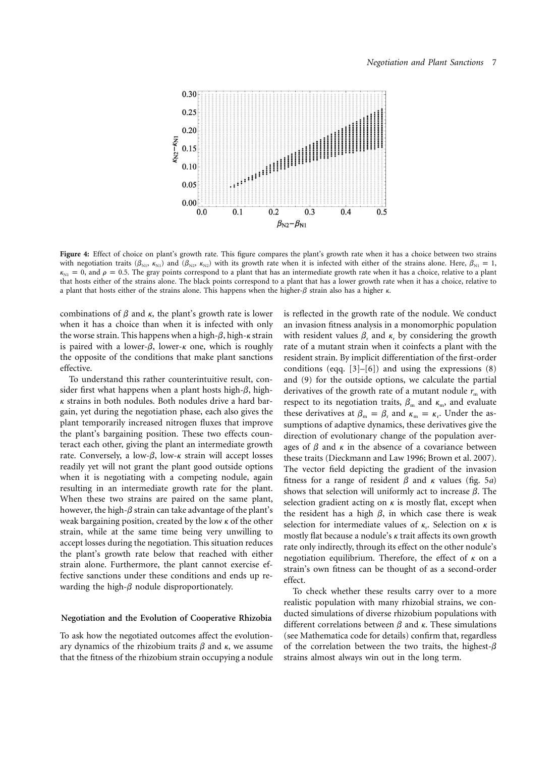**Figure 4:** Effect of choice on plant's growth rate. This figure compares the plant's growth rate when it has a choice between two strains with negotiation traits ($\beta_{N1}$, $\kappa_{N1}$) and ($\beta_{N2}$, $\kappa_{N2}$) with its growth rate when it is infected with either of the strains alone. Here, $\beta_{N1} = 1$, $\kappa_{N1} = 0$, and $\rho = 0.5$. The gray points correspond to a plant that has an intermediate growth rate when it has a choice, relative to a plant that hosts either of the strains alone. The black points correspond to a plant that has a lower growth rate when it has a choice, relative to a plant that hosts either of the strains alone. This happens when the higher-$\beta$ strain also has a higher $\kappa$.

combinations of $\beta$ and $\kappa$, the plant's growth rate is lower when it has a choice than when it is infected with only the worse strain. This happens when a high-$\beta$, high-$\kappa$ strain is paired with a lower-$\beta$, lower-$\kappa$ one, which is roughly the opposite of the conditions that make plant sanctions effective.

To understand this rather counterintuitive result, consider first what happens when a plant hosts high-$\beta$, high-$\kappa$ strains in both nodules. Both nodules drive a hard bargain, yet during the negotiation phase, each also gives the plant temporarily increased nitrogen fluxes that improve the plant's bargaining position. These two effects counteract each other, giving the plant an intermediate growth rate. Conversely, a low-$\beta$, low-$\kappa$ strain will accept losses readily yet will not grant the plant good outside options when it is negotiating with a competing nodule, again resulting in an intermediate growth rate for the plant. When these two strains are paired on the same plant, however, the high-$\beta$ strain can take advantage of the plant's weak bargaining position, created by the low $\kappa$ of the other strain, while at the same time being very unwilling to accept losses during the negotiation. This situation reduces the plant's growth rate below that reached with either strain alone. Furthermore, the plant cannot exercise effective sanctions under these conditions and ends up rewarding the high-$\beta$ nodule disproportionately.

## Negotiation and the Evolution of Cooperative Rhizobia

To ask how the negotiated outcomes affect the evolutionary dynamics of the rhizobium traits $\beta$ and $\kappa$, we assume that the fitness of the rhizobium strain occupying a nodule is reflected in the growth rate of the nodule. We conduct an invasion fitness analysis in a monomorphic population with resident values $\beta_r$ and $\kappa_r$ by considering the growth rate of a mutant strain when it coinfects a plant with the resident strain. By implicit differentiation of the first-order conditions (eqq. [3]–[6]) and using the expressions (8) and (9) for the outside options, we calculate the partial derivatives of the growth rate of a mutant nodule $r_m$ with respect to its negotiation traits, $\beta_m$ and $\kappa_m$, and evaluate these derivatives at $\beta_m = \beta_r$ and $\kappa_m = \kappa_r$. Under the assumptions of adaptive dynamics, these derivatives give the direction of evolutionary change of the population averages of $\beta$ and $\kappa$ in the absence of a covariance between these traits (Dieckmann and Law 1996; Brown et al. 2007). The vector field depicting the gradient of the invasion fitness for a range of resident $\beta$ and $\kappa$ values (fig. 5*a*) shows that selection will uniformly act to increase $\beta$. The selection gradient acting on $\kappa$ is mostly flat, except when the resident has a high $\beta$, in which case there is weak selection for intermediate values of $\kappa_r$. Selection on $\kappa$ is mostly flat because a nodule's $\kappa$ trait affects its own growth rate only indirectly, through its effect on the other nodule's negotiation equilibrium. Therefore, the effect of $\kappa$ on a strain's own fitness can be thought of as a second-order effect.

To check whether these results carry over to a more realistic population with many rhizobial strains, we conducted simulations of diverse rhizobium populations with different correlations between $\beta$ and $\kappa$. These simulations (see Mathematica code for details) confirm that, regardless of the correlation between the two traits, the highest-$\beta$ strains almost always win out in the long term.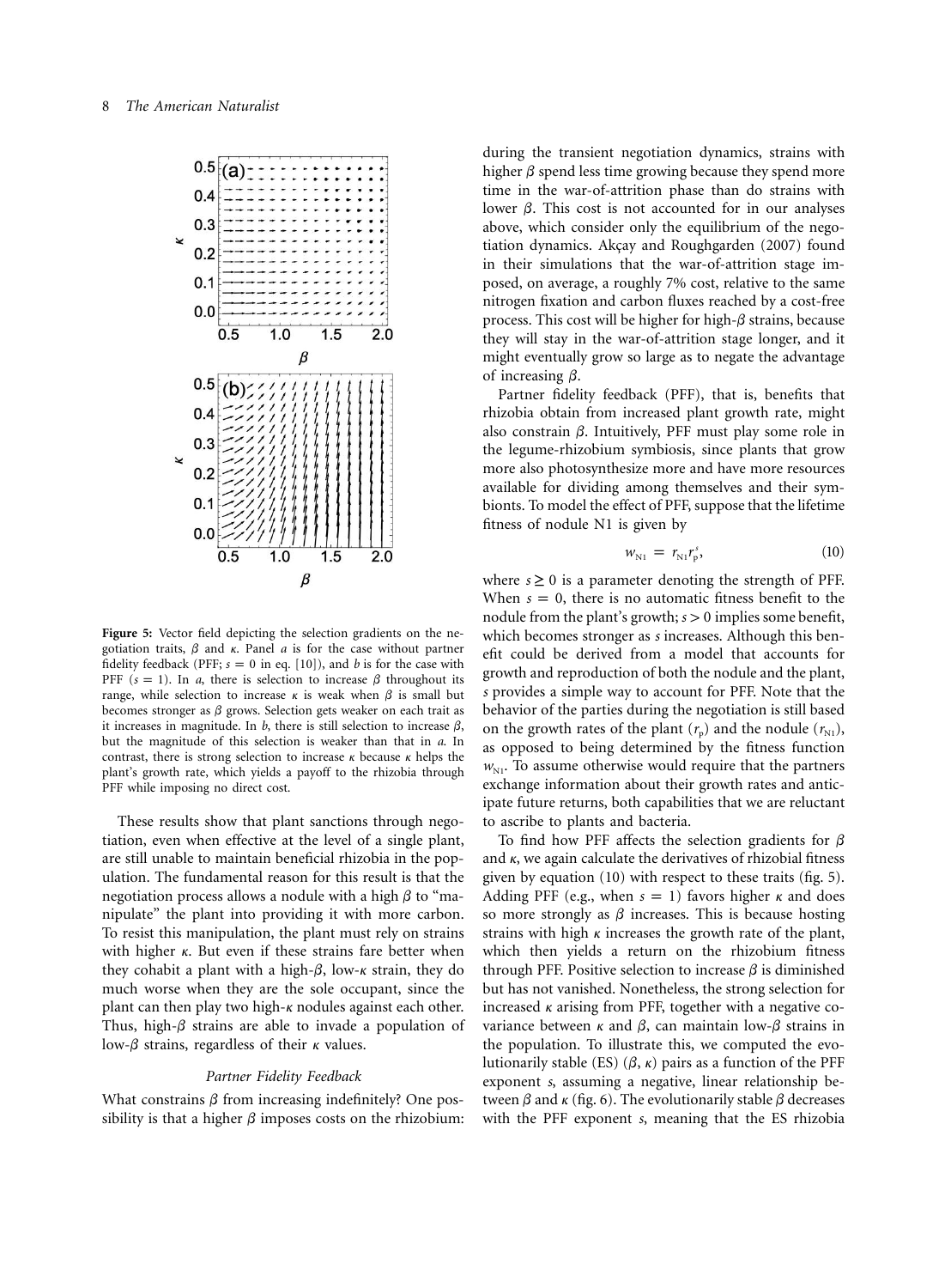**Figure 5:** Vector field depicting the selection gradients on the negotiation traits, $\beta$ and $\kappa$. Panel *a* is for the case without partner fidelity feedback (PFF; $s = 0$ in eq. [10]), and *b* is for the case with PFF ($s = 1$). In *a*, there is selection to increase $\beta$ throughout its range, while selection to increase $\kappa$ is weak when $\beta$ is small but becomes stronger as $\beta$ grows. Selection gets weaker on each trait as it increases in magnitude. In *b*, there is still selection to increase $\beta$, but the magnitude of this selection is weaker than that in *a*. In contrast, there is strong selection to increase $\kappa$ because $\kappa$ helps the plant's growth rate, which yields a payoff to the rhizobia through PFF while imposing no direct cost.

These results show that plant sanctions through negotiation, even when effective at the level of a single plant, are still unable to maintain beneficial rhizobia in the population. The fundamental reason for this result is that the negotiation process allows a nodule with a high $\beta$ to "manipulate" the plant into providing it with more carbon. To resist this manipulation, the plant must rely on strains with higher $\kappa$. But even if these strains fare better when they cohabit a plant with a high-$\beta$, low-$\kappa$ strain, they do much worse when they are the sole occupant, since the plant can then play two high-$\kappa$ nodules against each other. Thus, high-$\beta$ strains are able to invade a population of low-$\beta$ strains, regardless of their $\kappa$ values.

### *Partner Fidelity Feedback*

What constrains $\beta$ from increasing indefinitely? One possibility is that a higher $\beta$ imposes costs on the rhizobium: during the transient negotiation dynamics, strains with higher $\beta$ spend less time growing because they spend more time in the war-of-attrition phase than do strains with lower $\beta$. This cost is not accounted for in our analyses above, which consider only the equilibrium of the negotiation dynamics. Akçay and Roughgarden (2007) found in their simulations that the war-of-attrition stage imposed, on average, a roughly 7% cost, relative to the same nitrogen fixation and carbon fluxes reached by a cost-free process. This cost will be higher for high-$\beta$ strains, because they will stay in the war-of-attrition stage longer, and it might eventually grow so large as to negate the advantage of increasing $\beta$.

Partner fidelity feedback (PFF), that is, benefits that rhizobia obtain from increased plant growth rate, might also constrain $\beta$. Intuitively, PFF must play some role in the legume-rhizobium symbiosis, since plants that grow more also photosynthesize more and have more resources available for dividing among themselves and their symbionts. To model the effect of PFF, suppose that the lifetime fitness of nodule N1 is given by

$$w_{N1} = r_{N1} r_P^s, \tag{10}$$

where $s \geq 0$ is a parameter denoting the strength of PFF. When $s = 0$, there is no automatic fitness benefit to the nodule from the plant's growth; $s > 0$ implies some benefit, which becomes stronger as $s$ increases. Although this benefit could be derived from a model that accounts for growth and reproduction of both the nodule and the plant, $s$ provides a simple way to account for PFF. Note that the behavior of the parties during the negotiation is still based on the growth rates of the plant ($r_P$) and the nodule ($r_{N1}$), as opposed to being determined by the fitness function $w_{N1}$. To assume otherwise would require that the partners exchange information about their growth rates and anticipate future returns, both capabilities that we are reluctant to ascribe to plants and bacteria.

To find how PFF affects the selection gradients for $\beta$ and $\kappa$, we again calculate the derivatives of rhizobial fitness given by equation (10) with respect to these traits (fig. 5). Adding PFF (e.g., when $s = 1$) favors higher $\kappa$ and does so more strongly as $\beta$ increases. This is because hosting strains with high $\kappa$ increases the growth rate of the plant, which then yields a return on the rhizobium fitness through PFF. Positive selection to increase $\beta$ is diminished but has not vanished. Nonetheless, the strong selection for increased $\kappa$ arising from PFF, together with a negative covariance between $\kappa$ and $\beta$, can maintain low-$\beta$ strains in the population. To illustrate this, we computed the evolutionarily stable (ES) ($\beta$, $\kappa$) pairs as a function of the PFF exponent $s$, assuming a negative, linear relationship between $\beta$ and $\kappa$ (fig. 6). The evolutionarily stable $\beta$ decreases with the PFF exponent $s$, meaning that the ES rhizobia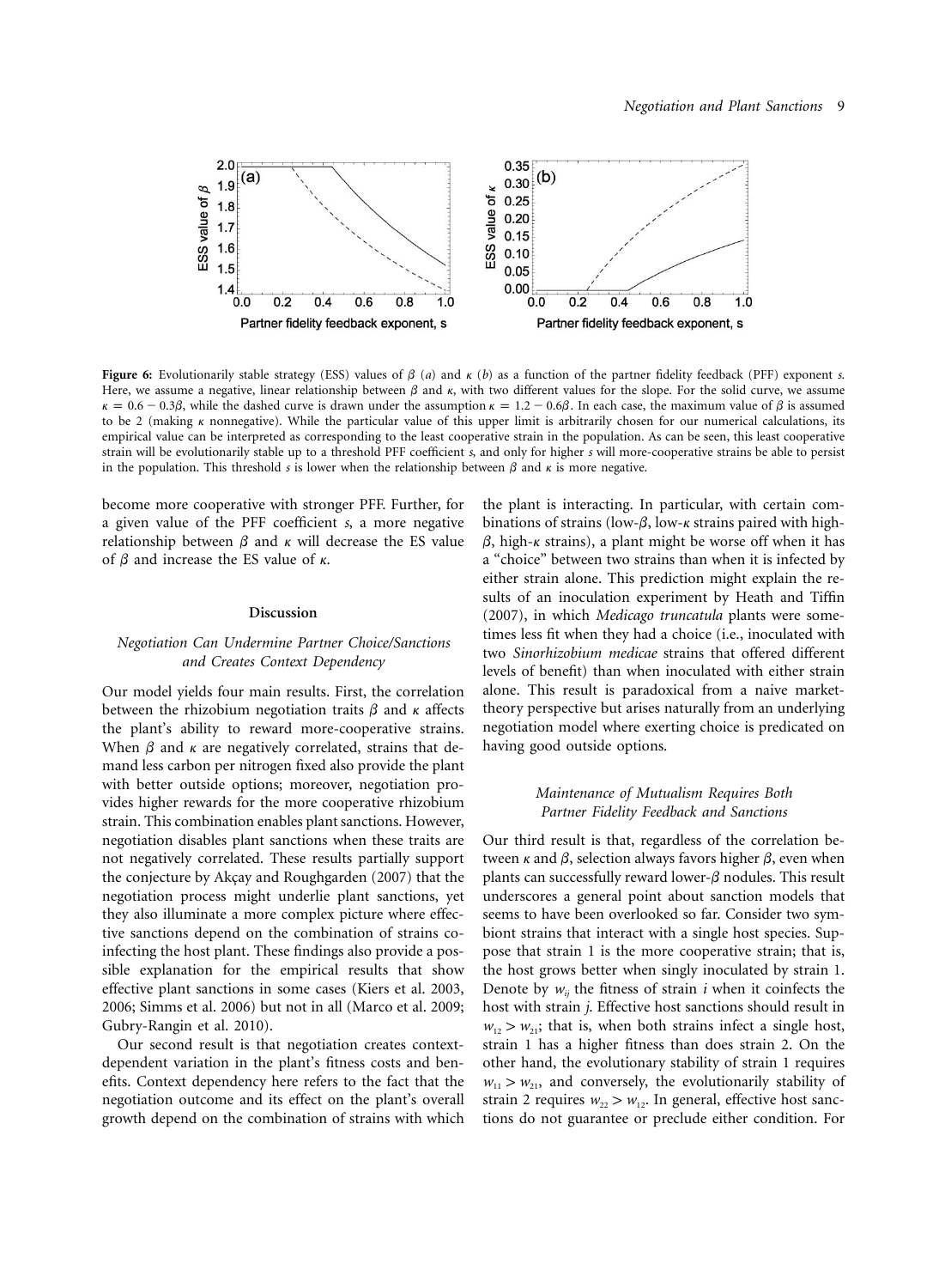**Figure 6:** Evolutionarily stable strategy (ESS) values of $\beta$ (*a*) and $\kappa$ (*b*) as a function of the partner fidelity feedback (PFF) exponent *s*. Here, we assume a negative, linear relationship between $\beta$ and $\kappa$, with two different values for the slope. For the solid curve, we assume $\kappa = 0.6 - 0.3\beta$, while the dashed curve is drawn under the assumption $\kappa = 1.2 - 0.6\beta$. In each case, the maximum value of $\beta$ is assumed to be 2 (making $\kappa$ nonnegative). While the particular value of this upper limit is arbitrarily chosen for our numerical calculations, its empirical value can be interpreted as corresponding to the least cooperative strain in the population. As can be seen, this least cooperative strain will be evolutionarily stable up to a threshold PFF coefficient *s*, and only for higher *s* will more-cooperative strains be able to persist in the population. This threshold *s* is lower when the relationship between $\beta$ and $\kappa$ is more negative.

become more cooperative with stronger PFF. Further, for a given value of the PFF coefficient *s*, a more negative relationship between $\beta$ and $\kappa$ will decrease the ES value of $\beta$ and increase the ES value of $\kappa$.

## Discussion

### Negotiation Can Undermine Partner Choice/Sanctions and Creates Context Dependency

Our model yields four main results. First, the correlation between the rhizobium negotiation traits $\beta$ and $\kappa$ affects the plant's ability to reward more-cooperative strains. When $\beta$ and $\kappa$ are negatively correlated, strains that demand less carbon per nitrogen fixed also provide the plant with better outside options; moreover, negotiation provides higher rewards for the more cooperative rhizobium strain. This combination enables plant sanctions. However, negotiation disables plant sanctions when these traits are not negatively correlated. These results partially support the conjecture by Akçay and Roughgarden (2007) that the negotiation process might underlie plant sanctions, yet they also illuminate a more complex picture where effective sanctions depend on the combination of strains coinfecting the host plant. These findings also provide a possible explanation for the empirical results that show effective plant sanctions in some cases (Kiers et al. 2003, 2006; Simms et al. 2006) but not in all (Marco et al. 2009; Gubry-Rangin et al. 2010).

Our second result is that negotiation creates context-dependent variation in the plant's fitness costs and benefits. Context dependency here refers to the fact that the negotiation outcome and its effect on the plant's overall growth depend on the combination of strains with which the plant is interacting. In particular, with certain combinations of strains (low-$\beta$, low-$\kappa$ strains paired with high-$\beta$, high-$\kappa$ strains), a plant might be worse off when it has a "choice" between two strains than when it is infected by either strain alone. This prediction might explain the results of an inoculation experiment by Heath and Tiffin (2007), in which *Medicago truncatula* plants were sometimes less fit when they had a choice (i.e., inoculated with two *Sinorhizobium medicae* strains that offered different levels of benefit) than when inoculated with either strain alone. This result is paradoxical from a naive market-theory perspective but arises naturally from an underlying negotiation model where exerting choice is predicated on having good outside options.

### Maintenance of Mutualism Requires Both Partner Fidelity Feedback and Sanctions

Our third result is that, regardless of the correlation between $\kappa$ and $\beta$, selection always favors higher $\beta$, even when plants can successfully reward lower-$\beta$ nodules. This result underscores a general point about sanction models that seems to have been overlooked so far. Consider two symbiont strains that interact with a single host species. Suppose that strain 1 is the more cooperative strain; that is, the host grows better when singly inoculated by strain 1. Denote by $w_{ij}$ the fitness of strain *i* when it coinfects the host with strain *j*. Effective host sanctions should result in $w_{12} > w_{21}$; that is, when both strains infect a single host, strain 1 has a higher fitness than does strain 2. On the other hand, the evolutionary stability of strain 1 requires $w_{11} > w_{21}$, and conversely, the evolutionarily stability of strain 2 requires $w_{22} > w_{12}$. In general, effective host sanctions do not guarantee or preclude either condition. For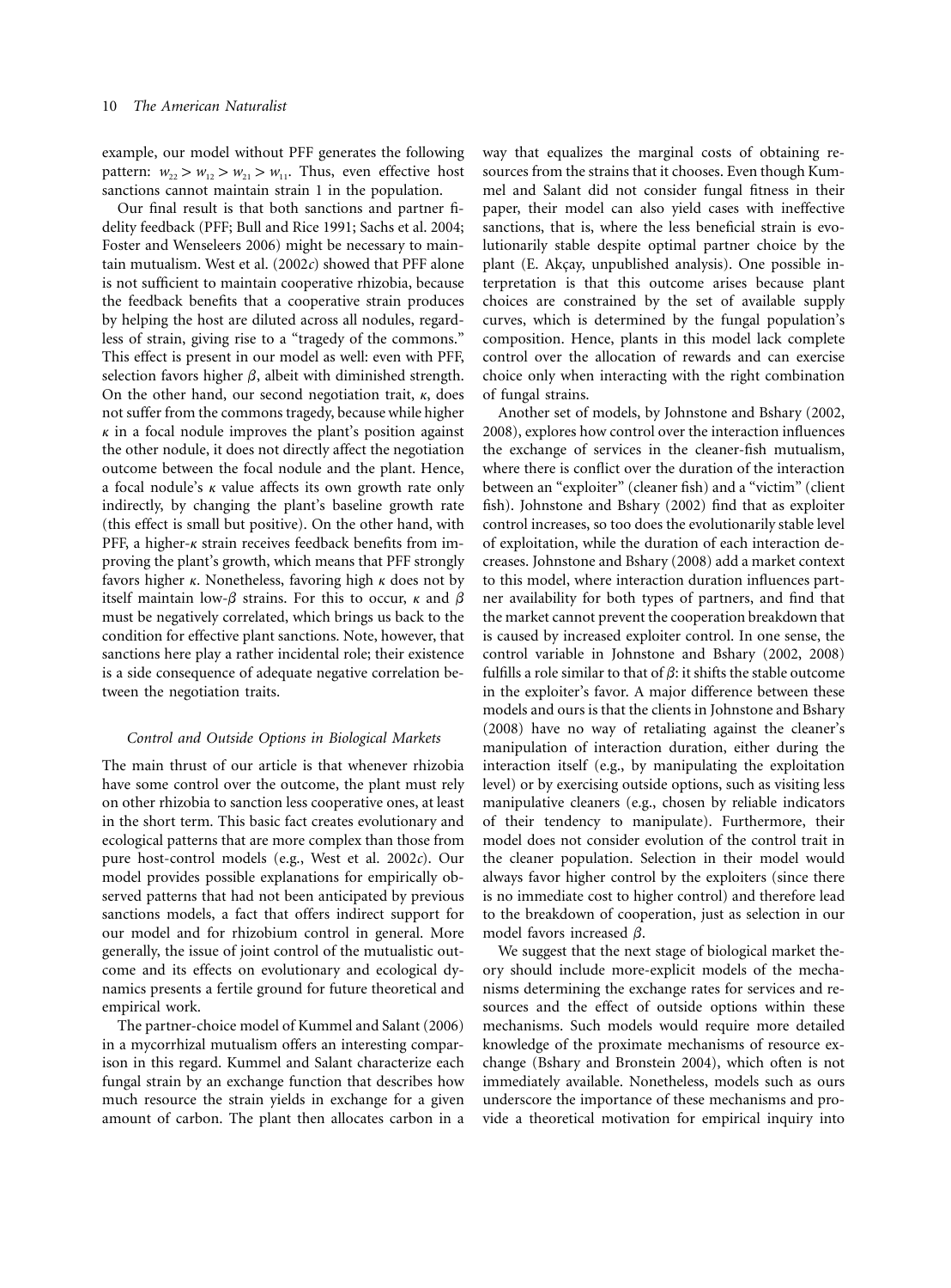example, our model without PFF generates the following pattern: $w_{22} > w_{12} > w_{21} > w_{11}$. Thus, even effective host sanctions cannot maintain strain 1 in the population.

Our final result is that both sanctions and partner fidelity feedback (PFF; Bull and Rice 1991; Sachs et al. 2004; Foster and Wenseleers 2006) might be necessary to maintain mutualism. West et al. (2002*c*) showed that PFF alone is not sufficient to maintain cooperative rhizobia, because the feedback benefits that a cooperative strain produces by helping the host are diluted across all nodules, regardless of strain, giving rise to a "tragedy of the commons." This effect is present in our model as well: even with PFF, selection favors higher $\beta$, albeit with diminished strength. On the other hand, our second negotiation trait, $\kappa$, does not suffer from the commons tragedy, because while higher $\kappa$ in a focal nodule improves the plant's position against the other nodule, it does not directly affect the negotiation outcome between the focal nodule and the plant. Hence, a focal nodule's $\kappa$ value affects its own growth rate only indirectly, by changing the plant's baseline growth rate (this effect is small but positive). On the other hand, with PFF, a higher-$\kappa$ strain receives feedback benefits from improving the plant's growth, which means that PFF strongly favors higher $\kappa$. Nonetheless, favoring high $\kappa$ does not by itself maintain low-$\beta$ strains. For this to occur, $\kappa$ and $\beta$ must be negatively correlated, which brings us back to the condition for effective plant sanctions. Note, however, that sanctions here play a rather incidental role; their existence is a side consequence of adequate negative correlation between the negotiation traits.

### *Control and Outside Options in Biological Markets*

The main thrust of our article is that whenever rhizobia have some control over the outcome, the plant must rely on other rhizobia to sanction less cooperative ones, at least in the short term. This basic fact creates evolutionary and ecological patterns that are more complex than those from pure host-control models (e.g., West et al. 2002*c*). Our model provides possible explanations for empirically observed patterns that had not been anticipated by previous sanctions models, a fact that offers indirect support for our model and for rhizobium control in general. More generally, the issue of joint control of the mutualistic outcome and its effects on evolutionary and ecological dynamics presents a fertile ground for future theoretical and empirical work.

The partner-choice model of Kummel and Salant (2006) in a mycorrhizal mutualism offers an interesting comparison in this regard. Kummel and Salant characterize each fungal strain by an exchange function that describes how much resource the strain yields in exchange for a given amount of carbon. The plant then allocates carbon in a way that equalizes the marginal costs of obtaining resources from the strains that it chooses. Even though Kummel and Salant did not consider fungal fitness in their paper, their model can also yield cases with ineffective sanctions, that is, where the less beneficial strain is evolutionarily stable despite optimal partner choice by the plant (E. Akçay, unpublished analysis). One possible interpretation is that this outcome arises because plant choices are constrained by the set of available supply curves, which is determined by the fungal population's composition. Hence, plants in this model lack complete control over the allocation of rewards and can exercise choice only when interacting with the right combination of fungal strains.

Another set of models, by Johnstone and Bshary (2002, 2008), explores how control over the interaction influences the exchange of services in the cleaner-fish mutualism, where there is conflict over the duration of the interaction between an "exploiter" (cleaner fish) and a "victim" (client fish). Johnstone and Bshary (2002) find that as exploiter control increases, so too does the evolutionarily stable level of exploitation, while the duration of each interaction decreases. Johnstone and Bshary (2008) add a market context to this model, where interaction duration influences partner availability for both types of partners, and find that the market cannot prevent the cooperation breakdown that is caused by increased exploiter control. In one sense, the control variable in Johnstone and Bshary (2002, 2008) fulfills a role similar to that of $\beta$: it shifts the stable outcome in the exploiter's favor. A major difference between these models and ours is that the clients in Johnstone and Bshary (2008) have no way of retaliating against the cleaner's manipulation of interaction duration, either during the interaction itself (e.g., by manipulating the exploitation level) or by exercising outside options, such as visiting less manipulative cleaners (e.g., chosen by reliable indicators of their tendency to manipulate). Furthermore, their model does not consider evolution of the control trait in the cleaner population. Selection in their model would always favor higher control by the exploiters (since there is no immediate cost to higher control) and therefore lead to the breakdown of cooperation, just as selection in our model favors increased $\beta$.

We suggest that the next stage of biological market theory should include more-explicit models of the mechanisms determining the exchange rates for services and resources and the effect of outside options within these mechanisms. Such models would require more detailed knowledge of the proximate mechanisms of resource exchange (Bshary and Bronstein 2004), which often is not immediately available. Nonetheless, models such as ours underscore the importance of these mechanisms and provide a theoretical motivation for empirical inquiry into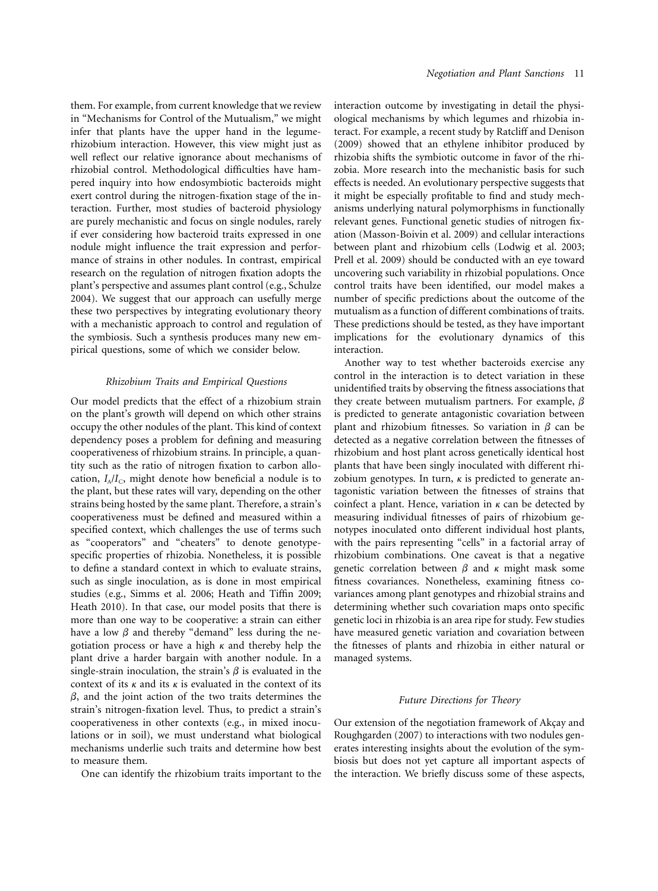them. For example, from current knowledge that we review in "Mechanisms for Control of the Mutualism," we might infer that plants have the upper hand in the legume-rhizobium interaction. However, this view might just as well reflect our relative ignorance about mechanisms of rhizobial control. Methodological difficulties have hampered inquiry into how endosymbiotic bacteroids might exert control during the nitrogen-fixation stage of the interaction. Further, most studies of bacteroid physiology are purely mechanistic and focus on single nodules, rarely if ever considering how bacteroid traits expressed in one nodule might influence the trait expression and performance of strains in other nodules. In contrast, empirical research on the regulation of nitrogen fixation adopts the plant's perspective and assumes plant control (e.g., Schulze 2004). We suggest that our approach can usefully merge these two perspectives by integrating evolutionary theory with a mechanistic approach to control and regulation of the symbiosis. Such a synthesis produces many new empirical questions, some of which we consider below.

### *Rhizobium Traits and Empirical Questions*

Our model predicts that the effect of a rhizobium strain on the plant's growth will depend on which other strains occupy the other nodules of the plant. This kind of context dependency poses a problem for defining and measuring cooperativeness of rhizobium strains. In principle, a quantity such as the ratio of nitrogen fixation to carbon allocation, $I_A/I_C$, might denote how beneficial a nodule is to the plant, but these rates will vary, depending on the other strains being hosted by the same plant. Therefore, a strain's cooperativeness must be defined and measured within a specified context, which challenges the use of terms such as "cooperators" and "cheaters" to denote genotype-specific properties of rhizobia. Nonetheless, it is possible to define a standard context in which to evaluate strains, such as single inoculation, as is done in most empirical studies (e.g., Simms et al. 2006; Heath and Tiffin 2009; Heath 2010). In that case, our model posits that there is more than one way to be cooperative: a strain can either have a low $\beta$ and thereby "demand" less during the negotiation process or have a high $\kappa$ and thereby help the plant drive a harder bargain with another nodule. In a single-strain inoculation, the strain's $\beta$ is evaluated in the context of its $\kappa$ and its $\kappa$ is evaluated in the context of its $\beta$, and the joint action of the two traits determines the strain's nitrogen-fixation level. Thus, to predict a strain's cooperativeness in other contexts (e.g., in mixed inoculations or in soil), we must understand what biological mechanisms underlie such traits and determine how best to measure them.

One can identify the rhizobium traits important to the interaction outcome by investigating in detail the physiological mechanisms by which legumes and rhizobia interact. For example, a recent study by Ratcliff and Denison (2009) showed that an ethylene inhibitor produced by rhizobia shifts the symbiotic outcome in favor of the rhizobia. More research into the mechanistic basis for such effects is needed. An evolutionary perspective suggests that it might be especially profitable to find and study mechanisms underlying natural polymorphisms in functionally relevant genes. Functional genetic studies of nitrogen fixation (Masson-Boivin et al. 2009) and cellular interactions between plant and rhizobium cells (Lodwig et al. 2003; Prell et al. 2009) should be conducted with an eye toward uncovering such variability in rhizobial populations. Once control traits have been identified, our model makes a number of specific predictions about the outcome of the mutualism as a function of different combinations of traits. These predictions should be tested, as they have important implications for the evolutionary dynamics of this interaction.

Another way to test whether bacteroids exercise any control in the interaction is to detect variation in these unidentified traits by observing the fitness associations that they create between mutualism partners. For example, $\beta$ is predicted to generate antagonistic covariation between plant and rhizobium fitnesses. So variation in $\beta$ can be detected as a negative correlation between the fitnesses of rhizobium and host plant across genetically identical host plants that have been singly inoculated with different rhizobium genotypes. In turn, $\kappa$ is predicted to generate antagonistic variation between the fitnesses of strains that coinfect a plant. Hence, variation in $\kappa$ can be detected by measuring individual fitnesses of pairs of rhizobium genotypes inoculated onto different individual host plants, with the pairs representing "cells" in a factorial array of rhizobium combinations. One caveat is that a negative genetic correlation between $\beta$ and $\kappa$ might mask some fitness covariances. Nonetheless, examining fitness covariances among plant genotypes and rhizobial strains and determining whether such covariation maps onto specific genetic loci in rhizobia is an area ripe for study. Few studies have measured genetic variation and covariation between the fitnesses of plants and rhizobia in either natural or managed systems.

### *Future Directions for Theory*

Our extension of the negotiation framework of Akçay and Roughgarden (2007) to interactions with two nodules generates interesting insights about the evolution of the symbiosis but does not yet capture all important aspects of the interaction. We briefly discuss some of these aspects,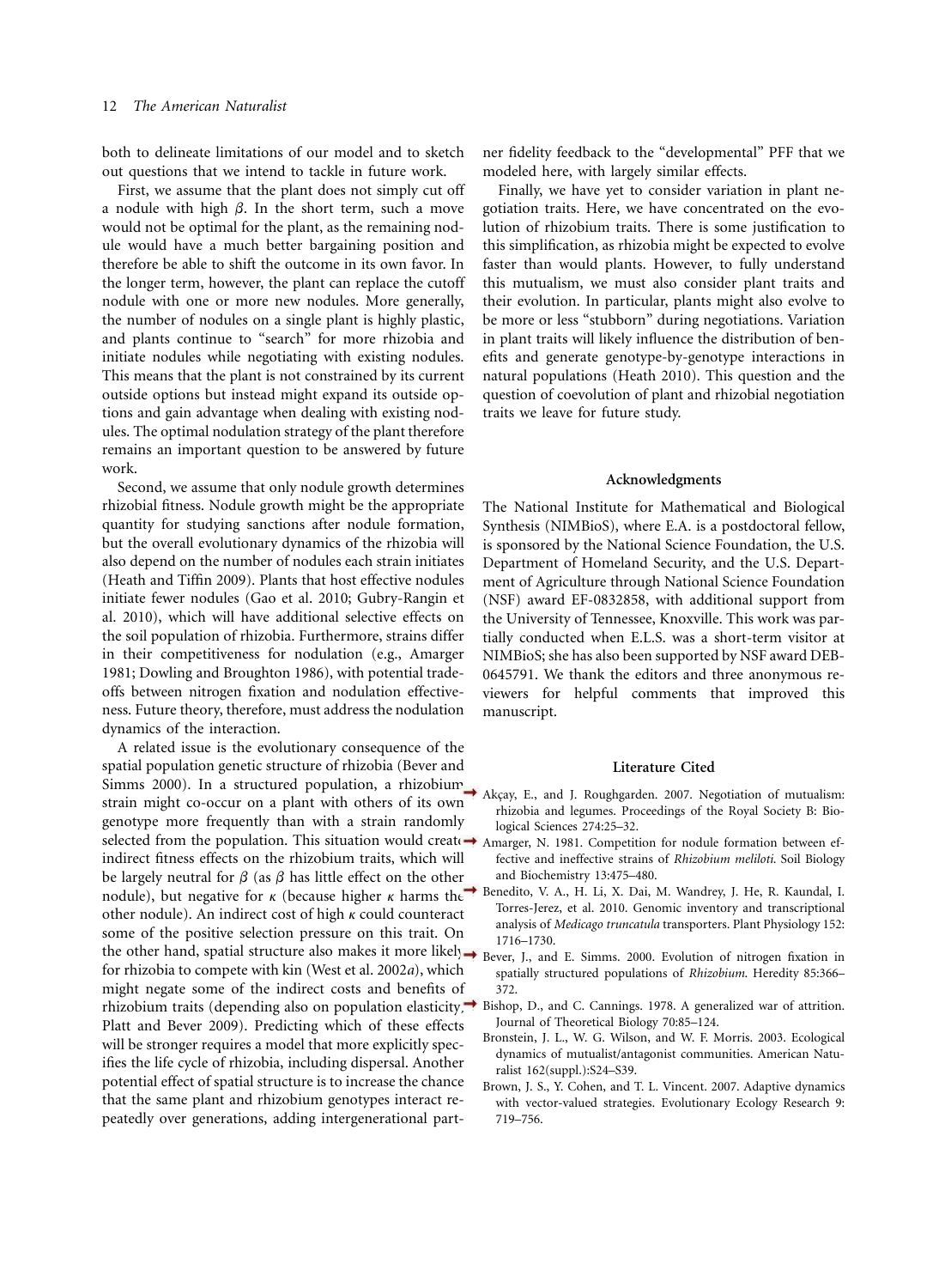both to delineate limitations of our model and to sketch out questions that we intend to tackle in future work.

First, we assume that the plant does not simply cut off a nodule with high $\beta$. In the short term, such a move would not be optimal for the plant, as the remaining nodule would have a much better bargaining position and therefore be able to shift the outcome in its own favor. In the longer term, however, the plant can replace the cutoff nodule with one or more new nodules. More generally, the number of nodules on a single plant is highly plastic, and plants continue to "search" for more rhizobia and initiate nodules while negotiating with existing nodules. This means that the plant is not constrained by its current outside options but instead might expand its outside options and gain advantage when dealing with existing nodules. The optimal nodulation strategy of the plant therefore remains an important question to be answered by future work.

Second, we assume that only nodule growth determines rhizobial fitness. Nodule growth might be the appropriate quantity for studying sanctions after nodule formation, but the overall evolutionary dynamics of the rhizobia will also depend on the number of nodules each strain initiates (Heath and Tiffin 2009). Plants that host effective nodules initiate fewer nodules (Gao et al. 2010; Gubry-Rangin et al. 2010), which will have additional selective effects on the soil population of rhizobia. Furthermore, strains differ in their competitiveness for nodulation (e.g., Amarger 1981; Dowling and Broughton 1986), with potential tradeoffs between nitrogen fixation and nodulation effectiveness. Future theory, therefore, must address the nodulation dynamics of the interaction.

A related issue is the evolutionary consequence of the spatial population genetic structure of rhizobia (Bever and Simms 2000). In a structured population, a rhizobium strain might co-occur on a plant with others of its own genotype more frequently than with a strain randomly selected from the population. This situation would create indirect fitness effects on the rhizobium traits, which will be largely neutral for $\beta$ (as $\beta$ has little effect on the other nodule), but negative for $\kappa$ (because higher $\kappa$ harms the other nodule). An indirect cost of high $\kappa$ could counteract some of the positive selection pressure on this trait. On the other hand, spatial structure also makes it more likely for rhizobia to compete with kin (West et al. 2002*a*), which might negate some of the indirect costs and benefits of rhizobium traits (depending also on population elasticity; Platt and Bever 2009). Predicting which of these effects will be stronger requires a model that more explicitly specifies the life cycle of rhizobia, including dispersal. Another potential effect of spatial structure is to increase the chance that the same plant and rhizobium genotypes interact repeatedly over generations, adding intergenerational partner fidelity feedback to the "developmental" PFF that we modeled here, with largely similar effects.

Finally, we have yet to consider variation in plant negotiation traits. Here, we have concentrated on the evolution of rhizobium traits. There is some justification to this simplification, as rhizobia might be expected to evolve faster than would plants. However, to fully understand this mutualism, we must also consider plant traits and their evolution. In particular, plants might also evolve to be more or less "stubborn" during negotiations. Variation in plant traits will likely influence the distribution of benefits and generate genotype-by-genotype interactions in natural populations (Heath 2010). This question and the question of coevolution of plant and rhizobial negotiation traits we leave for future study.

## Acknowledgments

The National Institute for Mathematical and Biological Synthesis (NIMBioS), where E.A. is a postdoctoral fellow, is sponsored by the National Science Foundation, the U.S. Department of Homeland Security, and the U.S. Department of Agriculture through National Science Foundation (NSF) award EF-0832858, with additional support from the University of Tennessee, Knoxville. This work was partially conducted when E.L.S. was a short-term visitor at NIMBioS; she has also been supported by NSF award DEB-0645791. We thank the editors and three anonymous reviewers for helpful comments that improved this manuscript.

## Literature Cited

Akçay, E., and J. Roughgarden. 2007. Negotiation of mutualism: rhizobia and legumes. Proceedings of the Royal Society B: Biological Sciences 274:25–32.

Amarger, N. 1981. Competition for nodule formation between effective and ineffective strains of *Rhizobium meliloti*. Soil Biology and Biochemistry 13:475–480.

Benedito, V. A., H. Li, X. Dai, M. Wandrey, J. He, R. Kaundal, I. Torres-Jerez, et al. 2010. Genomic inventory and transcriptional analysis of *Medicago truncatula* transporters. Plant Physiology 152: 1716–1730.

Bever, J., and E. Simms. 2000. Evolution of nitrogen fixation in spatially structured populations of *Rhizobium*. Heredity 85:366–372.

Bishop, D., and C. Cannings. 1978. A generalized war of attrition. Journal of Theoretical Biology 70:85–124.

Bronstein, J. L., W. G. Wilson, and W. F. Morris. 2003. Ecological dynamics of mutualist/antagonist communities. American Naturalist 162(suppl.):S24–S39.

Brown, J. S., Y. Cohen, and T. L. Vincent. 2007. Adaptive dynamics with vector-valued strategies. Evolutionary Ecology Research 9: 719–756.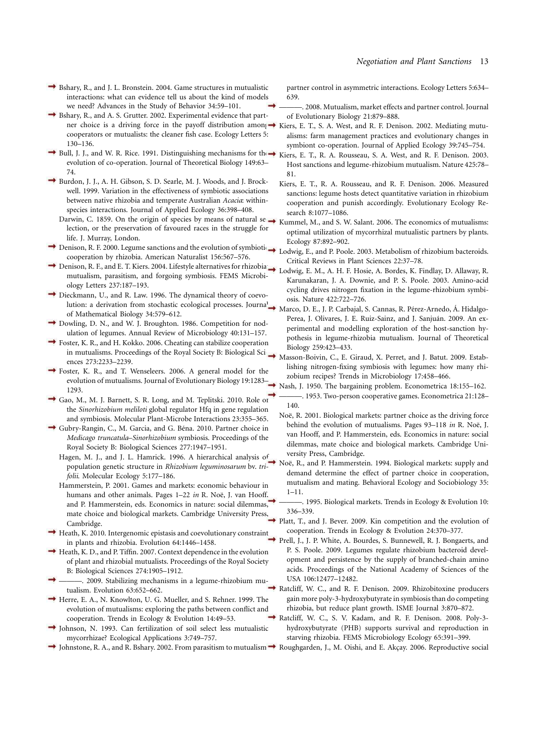Bshary, R., and J. L. Bronstein. 2004. Game structures in mutualistic interactions: what can evidence tell us about the kind of models we need? Advances in the Study of Behavior 34:59–101.

Bshary, R., and A. S. Grutter. 2002. Experimental evidence that partner choice is a driving force in the payoff distribution among cooperators or mutualists: the cleaner fish case. Ecology Letters 5: 130–136.

Bull, J. J., and W. R. Rice. 1991. Distinguishing mechanisms for the evolution of co-operation. Journal of Theoretical Biology 149:63–74.

Burdon, J. J., A. H. Gibson, S. D. Searle, M. J. Woods, and J. Brockwell. 1999. Variation in the effectiveness of symbiotic associations between native rhizobia and temperate Australian *Acacia*: within-species interactions. Journal of Applied Ecology 36:398–408.

Darwin, C. 1859. On the origin of species by means of natural selection, or the preservation of favoured races in the struggle for life. J. Murray, London.

Denison, R. F. 2000. Legume sanctions and the evolution of symbiotic cooperation by rhizobia. American Naturalist 156:567–576.

Denison, R. F., and E. T. Kiers. 2004. Lifestyle alternatives for rhizobia: mutualism, parasitism, and forgoing symbiosis. FEMS Microbiology Letters 237:187–193.

Dieckmann, U., and R. Law. 1996. The dynamical theory of coevolution: a derivation from stochastic ecological processes. Journal of Mathematical Biology 34:579–612.

Dowling, D. N., and W. J. Broughton. 1986. Competition for nodulation of legumes. Annual Review of Microbiology 40:131–157.

Foster, K. R., and H. Kokko. 2006. Cheating can stabilize cooperation in mutualisms. Proceedings of the Royal Society B: Biological Sciences 273:2233–2239.

Foster, K. R., and T. Wenseleers. 2006. A general model for the evolution of mutualisms. Journal of Evolutionary Biology 19:1283–1293.

Gao, M., M. J. Barnett, S. R. Long, and M. Teplitski. 2010. Role of the *Sinorhizobium meliloti* global regulator Hfq in gene regulation and symbiosis. Molecular Plant-Microbe Interactions 23:355–365.

Gubry-Rangin, C., M. Garcia, and G. Béna. 2010. Partner choice in *Medicago truncatula*–*Sinorhizobium* symbiosis. Proceedings of the Royal Society B: Biological Sciences 277:1947–1951.

Hagen, M. J., and J. L. Hamrick. 1996. A hierarchical analysis of population genetic structure in *Rhizobium leguminosarum* bv. *trifolii*. Molecular Ecology 5:177–186.

Hammerstein, P. 2001. Games and markets: economic behaviour in humans and other animals. Pages 1–22 *in* R. Noë, J. van Hooff, and P. Hammerstein, eds. Economics in nature: social dilemmas, mate choice and biological markets. Cambridge University Press, Cambridge.

Heath, K. 2010. Intergenomic epistasis and coevolutionary constraint in plants and rhizobia. Evolution 64:1446–1458.

Heath, K. D., and P. Tiffin. 2007. Context dependence in the evolution of plant and rhizobial mutualists. Proceedings of the Royal Society B: Biological Sciences 274:1905–1912.

———. 2009. Stabilizing mechanisms in a legume-rhizobium mutualism. Evolution 63:652–662.

Herre, E. A., N. Knowlton, U. G. Mueller, and S. Rehner. 1999. The evolution of mutualisms: exploring the paths between conflict and cooperation. Trends in Ecology & Evolution 14:49–53.

Johnson, N. 1993. Can fertilization of soil select less mutualistic mycorrhizae? Ecological Applications 3:749–757.

Johnstone, R. A., and R. Bshary. 2002. From parasitism to mutualism: partner control in asymmetric interactions. Ecology Letters 5:634–639.

———. 2008. Mutualism, market effects and partner control. Journal of Evolutionary Biology 21:879–888.

Kiers, E. T., S. A. West, and R. F. Denison. 2002. Mediating mutualisms: farm management practices and evolutionary changes in symbiont co-operation. Journal of Applied Ecology 39:745–754.

Kiers, E. T., R. A. Rousseau, S. A. West, and R. F. Denison. 2003. Host sanctions and legume-rhizobium mutualism. Nature 425:78–81.

Kiers, E. T., R. A. Rousseau, and R. F. Denison. 2006. Measured sanctions: legume hosts detect quantitative variation in rhizobium cooperation and punish accordingly. Evolutionary Ecology Research 8:1077–1086.

Kummel, M., and S. W. Salant. 2006. The economics of mutualisms: optimal utilization of mycorrhizal mutualistic partners by plants. Ecology 87:892–902.

Lodwig, E., and P. Poole. 2003. Metabolism of rhizobium bacteroids. Critical Reviews in Plant Sciences 22:37–78.

Lodwig, E. M., A. H. F. Hosie, A. Bordes, K. Findlay, D. Allaway, R. Karunakaran, J. A. Downie, and P. S. Poole. 2003. Amino-acid cycling drives nitrogen fixation in the legume-rhizobium symbiosis. Nature 422:722–726.

Marco, D. E., J. P. Carbajal, S. Cannas, R. Pérez-Arnedo, Á. Hidalgo-Perea, J. Olivares, J. E. Ruiz-Sainz, and J. Sanjuán. 2009. An experimental and modelling exploration of the host-sanction hypothesis in legume-rhizobia mutualism. Journal of Theoretical Biology 259:423–433.

Masson-Boivin, C., E. Giraud, X. Perret, and J. Batut. 2009. Establishing nitrogen-fixing symbiosis with legumes: how many rhizobium recipes? Trends in Microbiology 17:458–466.

Nash, J. 1950. The bargaining problem. Econometrica 18:155–162.

———. 1953. Two-person cooperative games. Econometrica 21:128–140.

Noë, R. 2001. Biological markets: partner choice as the driving force behind the evolution of mutualisms. Pages 93–118 *in* R. Noë, J. van Hooff, and P. Hammerstein, eds. Economics in nature: social dilemmas, mate choice and biological markets. Cambridge University Press, Cambridge.

Noë, R., and P. Hammerstein. 1994. Biological markets: supply and demand determine the effect of partner choice in cooperation, mutualism and mating. Behavioral Ecology and Sociobiology 35: 1–11.

———. 1995. Biological markets. Trends in Ecology & Evolution 10: 336–339.

Platt, T., and J. Bever. 2009. Kin competition and the evolution of cooperation. Trends in Ecology & Evolution 24:370–377.

Prell, J., J. P. White, A. Bourdes, S. Bunnewell, R. J. Bongaerts, and P. S. Poole. 2009. Legumes regulate rhizobium bacteroid development and persistence by the supply of branched-chain amino acids. Proceedings of the National Academy of Sciences of the USA 106:12477–12482.

Ratcliff, W. C., and R. F. Denison. 2009. Rhizobitoxine producers gain more poly-3-hydroxybutyrate in symbiosis than do competing rhizobia, but reduce plant growth. ISME Journal 3:870–872.

Ratcliff, W. C., S. V. Kadam, and R. F. Denison. 2008. Poly-3-hydroxybutyrate (PHB) supports survival and reproduction in starving rhizobia. FEMS Microbiology Ecology 65:391–399.

Roughgarden, J., M. Oishi, and E. Akçay. 2006. Reproductive social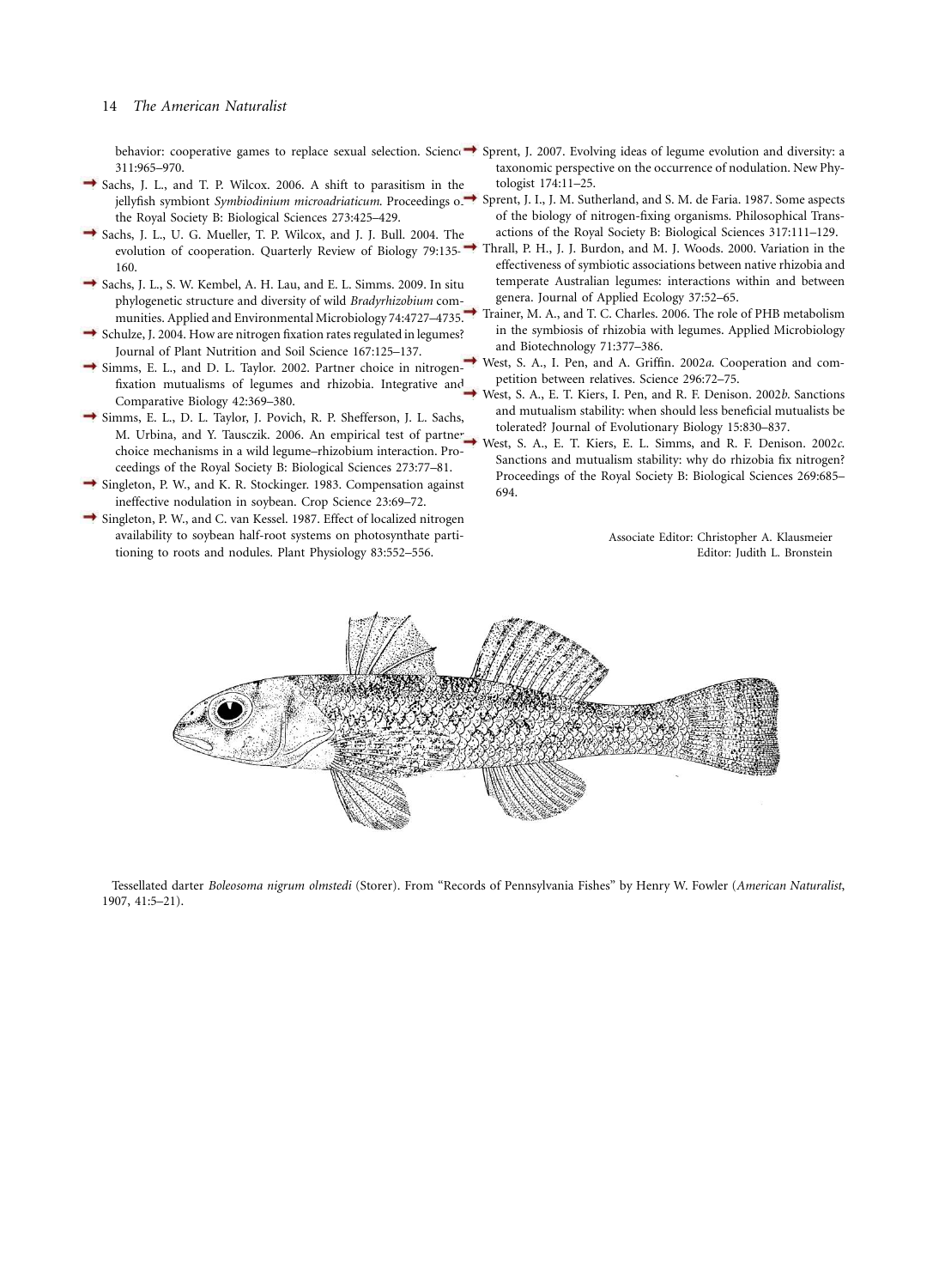behavior: cooperative games to replace sexual selection. Science 311:965–970.

- Sachs, J. L., and T. P. Wilcox. 2006. A shift to parasitism in the jellyfish symbiont *Symbiodinium microadriaticum*. Proceedings of the Royal Society B: Biological Sciences 273:425–429.
- Sachs, J. L., U. G. Mueller, T. P. Wilcox, and J. J. Bull. 2004. The evolution of cooperation. Quarterly Review of Biology 79:135–160.
- Sachs, J. L., S. W. Kembel, A. H. Lau, and E. L. Simms. 2009. In situ phylogenetic structure and diversity of wild *Bradyrhizobium* communities. Applied and Environmental Microbiology 74:4727–4735.
- Schulze, J. 2004. How are nitrogen fixation rates regulated in legumes? Journal of Plant Nutrition and Soil Science 167:125–137.
- Simms, E. L., and D. L. Taylor. 2002. Partner choice in nitrogen-fixation mutualisms of legumes and rhizobia. Integrative and Comparative Biology 42:369–380.
- Simms, E. L., D. L. Taylor, J. Povich, R. P. Shefferson, J. L. Sachs, M. Urbina, and Y. Tausczik. 2006. An empirical test of partner choice mechanisms in a wild legume–rhizobium interaction. Proceedings of the Royal Society B: Biological Sciences 273:77–81.
- Singleton, P. W., and K. R. Stockinger. 1983. Compensation against ineffective nodulation in soybean. Crop Science 23:69–72.
- Singleton, P. W., and C. van Kessel. 1987. Effect of localized nitrogen availability to soybean half-root systems on photosynthate partitioning to roots and nodules. Plant Physiology 83:552–556.
- Sprent, J. 2007. Evolving ideas of legume evolution and diversity: a taxonomic perspective on the occurrence of nodulation. New Phytologist 174:11–25.
- Sprent, J. I., J. M. Sutherland, and S. M. de Faria. 1987. Some aspects of the biology of nitrogen-fixing organisms. Philosophical Transactions of the Royal Society B: Biological Sciences 317:111–129.
- Thrall, P. H., J. J. Burdon, and M. J. Woods. 2000. Variation in the effectiveness of symbiotic associations between native rhizobia and temperate Australian legumes: interactions within and between genera. Journal of Applied Ecology 37:52–65.
- Trainer, M. A., and T. C. Charles. 2006. The role of PHB metabolism in the symbiosis of rhizobia with legumes. Applied Microbiology and Biotechnology 71:377–386.
- West, S. A., I. Pen, and A. Griffin. 2002*a*. Cooperation and competition between relatives. Science 296:72–75.
- West, S. A., E. T. Kiers, I. Pen, and R. F. Denison. 2002*b*. Sanctions and mutualism stability: when should less beneficial mutualists be tolerated? Journal of Evolutionary Biology 15:830–837.
- West, S. A., E. T. Kiers, E. L. Simms, and R. F. Denison. 2002*c*. Sanctions and mutualism stability: why do rhizobia fix nitrogen? Proceedings of the Royal Society B: Biological Sciences 269:685–694.

Associate Editor: Christopher A. Klausmeier
Editor: Judith L. Bronstein

Tessellated darter *Boleosoma nigrum olmstedi* (Storer). From "Records of Pennsylvania Fishes" by Henry W. Fowler (*American Naturalist*, 1907, 41:5–21).